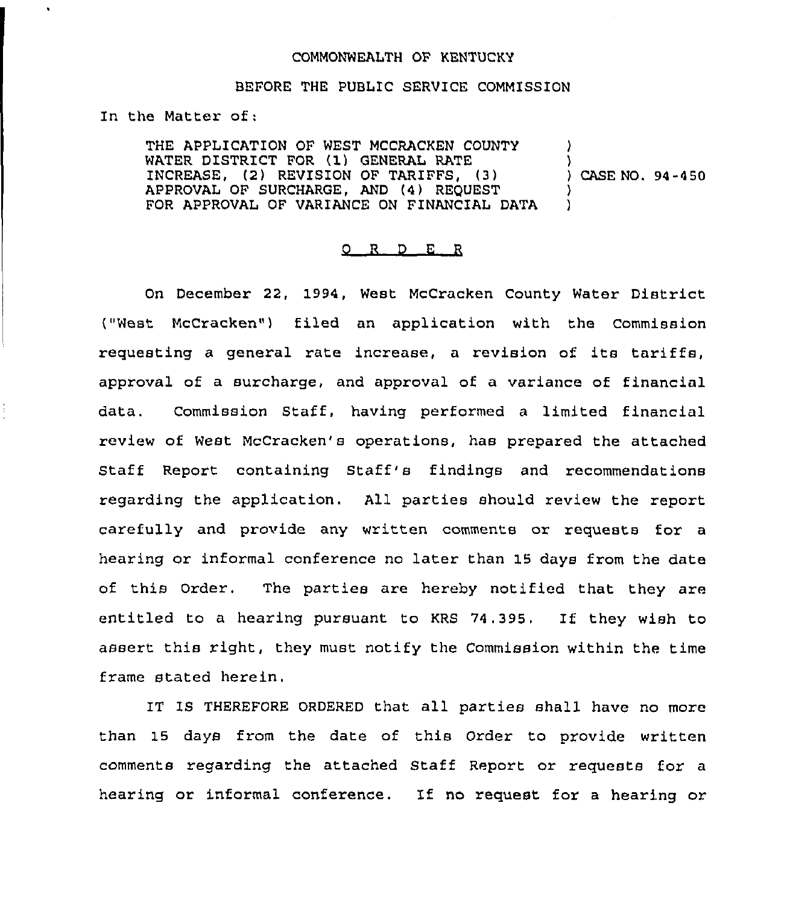COMMONWEALTH OF KENTUCKY

BEFORE THE PUBLIC SERVICE COMMISSION

In the Matter of:

| | | |
|---|---|---|
| THE APPLICATION OF WEST MCCRACKEN COUNTY WATER DISTRICT FOR (1) GENERAL RATE INCREASE, (2) REVISION OF TARIFFS, (3) APPROVAL OF SURCHARGE, AND (4) REQUEST FOR APPROVAL OF VARIANCE ON FINANCIAL DATA | ) | CASE NO. 94-450 |

# O R D E R

On December 22, 1994, West McCracken County Water District ("West McCracken") filed an application with the Commission requesting a general rate increase, a revision of its tariffs, approval of a surcharge, and approval of a variance of financial data. Commission Staff, having performed a limited financial review of West McCracken's operations, has prepared the attached Staff Report containing Staff's findings and recommendations regarding the application. All parties should review the report carefully and provide any written comments or requests for a hearing or informal conference no later than 15 days from the date of this Order. The parties are hereby notified that they are entitled to a hearing pursuant to KRS 74.395. If they wish to assert this right, they must notify the Commission within the time frame stated herein.

IT IS THEREFORE ORDERED that all parties shall have no more than 15 days from the date of this Order to provide written comments regarding the attached Staff Report or requests for a hearing or informal conference. If no request for a hearing or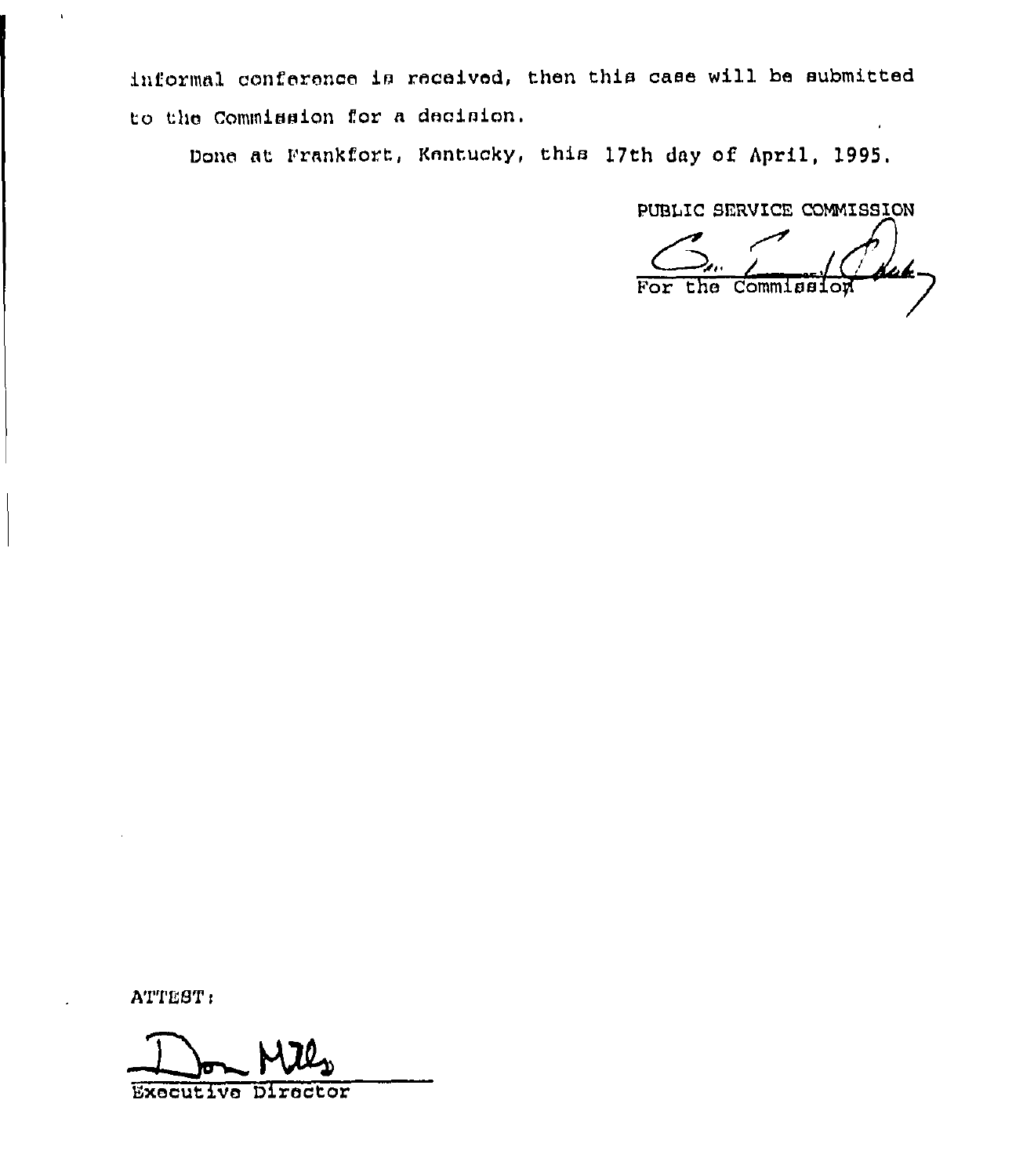informal conference is received, then this case will be submitted to the Commission for a decision.

Done at Frankfort, Kentucky, this 17th day of April, 1995.

PUBLIC SERVICE COMMISSION

For the Commission

ATTEST:

Executive Director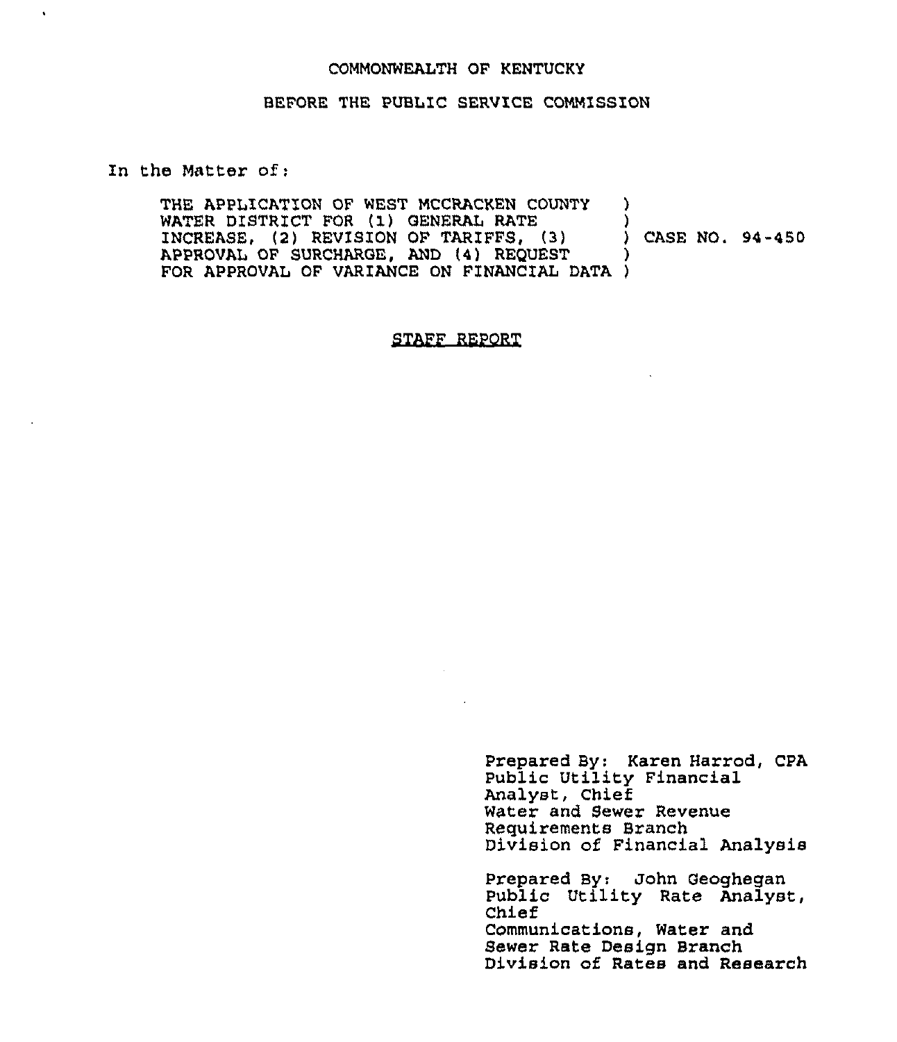COMMONWEALTH OF KENTUCKY

BEFORE THE PUBLIC SERVICE COMMISSION

In the Matter of:

| | |
|---|---|
| THE APPLICATION OF WEST MCCRACKEN COUNTY WATER DISTRICT FOR (1) GENERAL RATE INCREASE, (2) REVISION OF TARIFFS, (3) APPROVAL OF SURCHARGE, AND (4) REQUEST FOR APPROVAL OF VARIANCE ON FINANCIAL DATA | ) CASE NO. 94-450 |

## STAFF REPORT

Prepared By: Karen Harrod, CPA
Public Utility Financial Analyst, Chief
Water and Sewer Revenue Requirements Branch
Division of Financial Analysis

Prepared By: John Geoghegan
Public Utility Rate Analyst, Chief
Communications, Water and Sewer Rate Design Branch
Division of Rates and Research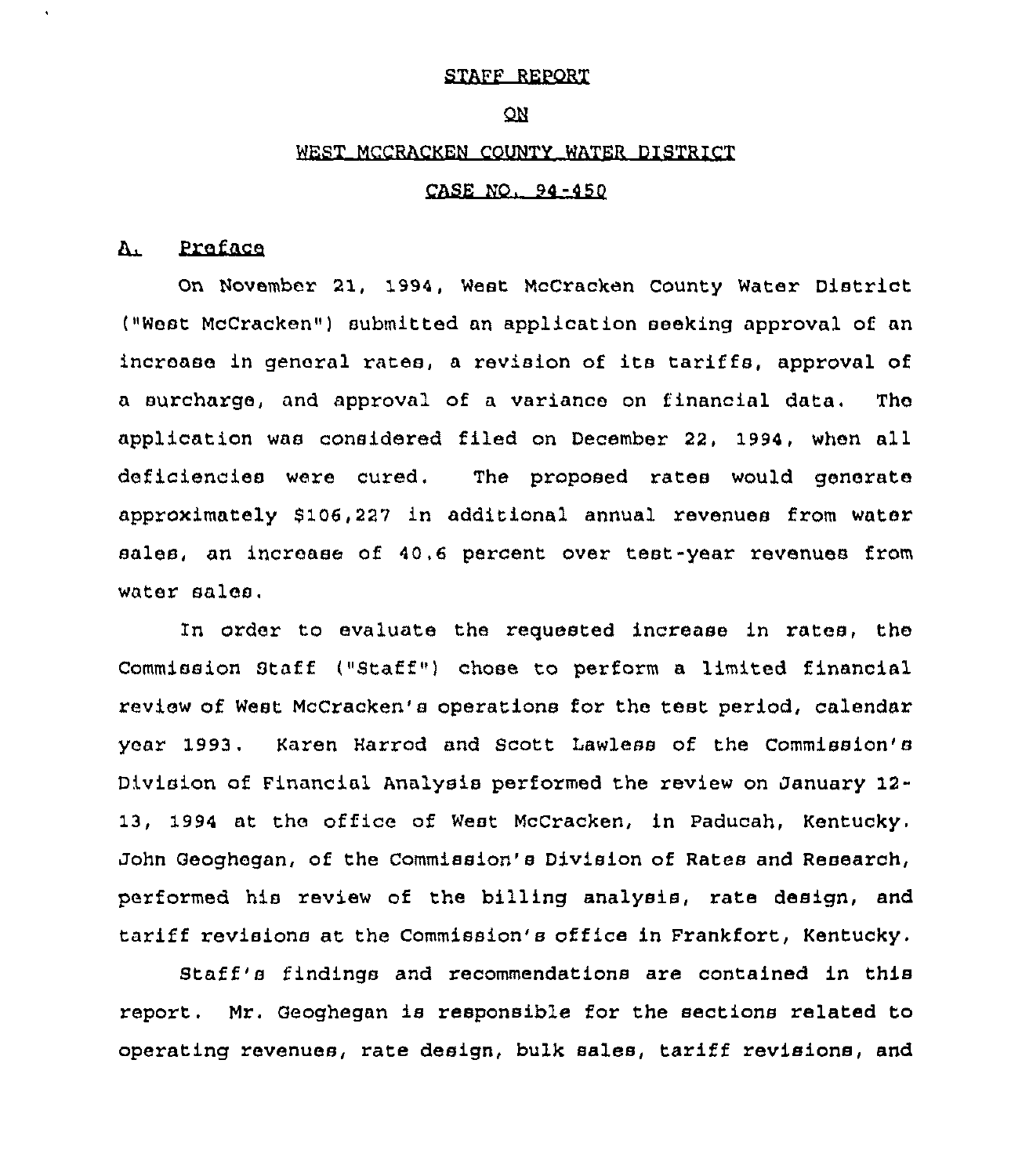# STAFF REPORT

## ON

## WEST MCCRACKEN COUNTY WATER DISTRICT

## CASE NO. 94-450

### A. Preface

On November 21, 1994, West McCracken County Water District ("West McCracken") submitted an application seeking approval of an increase in general rates, a revision of its tariffs, approval of a surcharge, and approval of a variance on financial data. The application was considered filed on December 22, 1994, when all deficiencies were cured. The proposed rates would generate approximately $106,227 in additional annual revenues from water sales, an increase of 40.6 percent over test-year revenues from water sales.

In order to evaluate the requested increase in rates, the Commission Staff ("Staff") chose to perform a limited financial review of West McCracken's operations for the test period, calendar year 1993. Karen Harrod and Scott Lawless of the Commission's Division of Financial Analysis performed the review on January 12-13, 1994 at the office of West McCracken, in Paducah, Kentucky. John Geoghegan, of the Commission's Division of Rates and Research, performed his review of the billing analysis, rate design, and tariff revisions at the Commission's office in Frankfort, Kentucky.

Staff's findings and recommendations are contained in this report. Mr. Geoghegan is responsible for the sections related to operating revenues, rate design, bulk sales, tariff revisions, and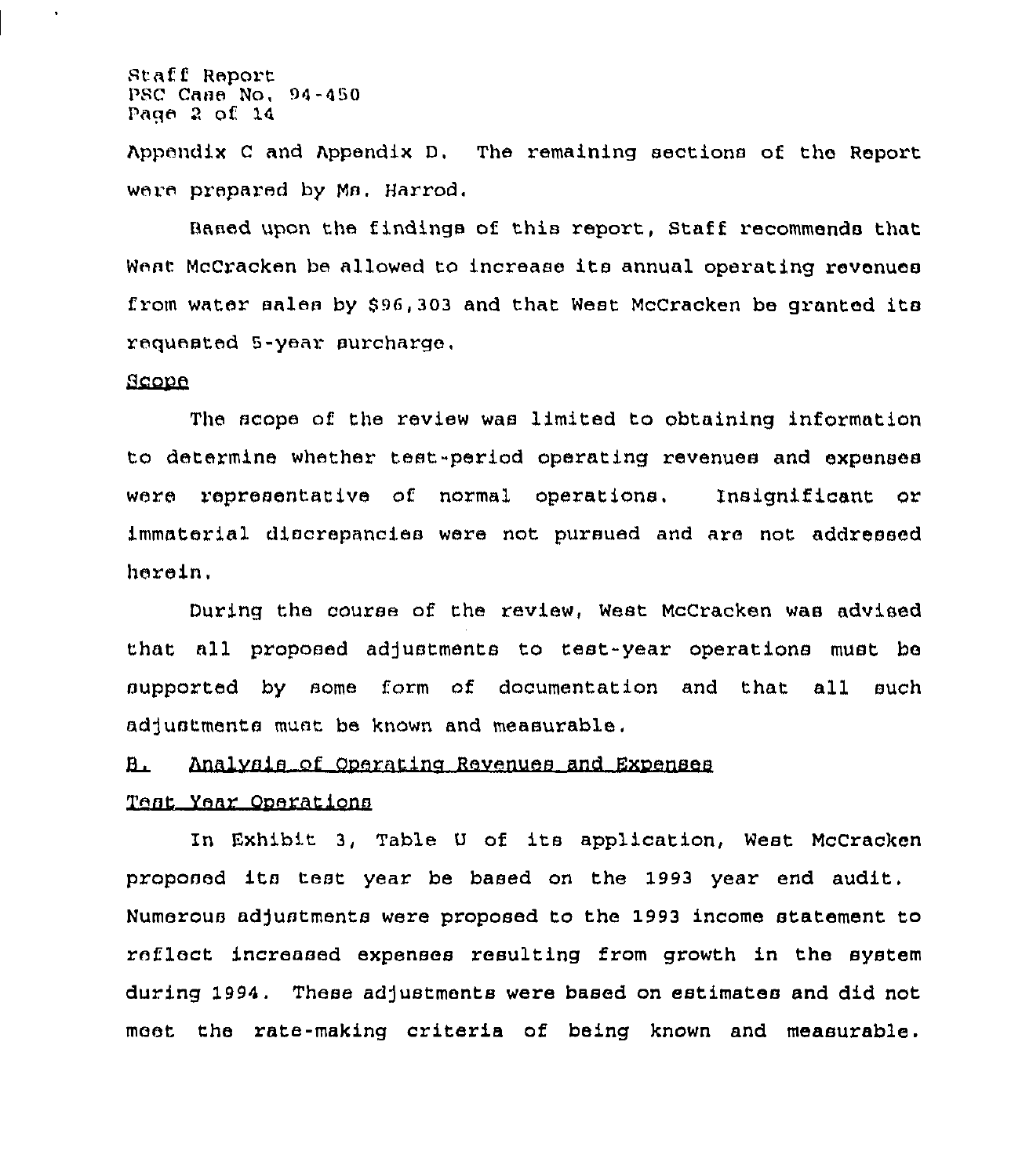Appendix C and Appendix D. The remaining sections of the Report were prepared by Ms. Harrod.

Based upon the findings of this report, Staff recommends that West McCracken be allowed to increase its annual operating revenues from water sales by $96,303 and that West McCracken be granted its requested 5-year surcharge.

Scope

The scope of the review was limited to obtaining information to determine whether test-period operating revenues and expenses were representative of normal operations. Insignificant or immaterial discrepancies were not pursued and are not addressed herein.

During the course of the review, West McCracken was advised that all proposed adjustments to test-year operations must be supported by some form of documentation and that all such adjustments must be known and measurable.

## B. Analysis of Operating Revenues and Expenses

### Test Year Operations

In Exhibit 3, Table U of its application, West McCracken proposed its test year be based on the 1993 year end audit. Numerous adjustments were proposed to the 1993 income statement to reflect increased expenses resulting from growth in the system during 1994. These adjustments were based on estimates and did not meet the rate-making criteria of being known and measurable.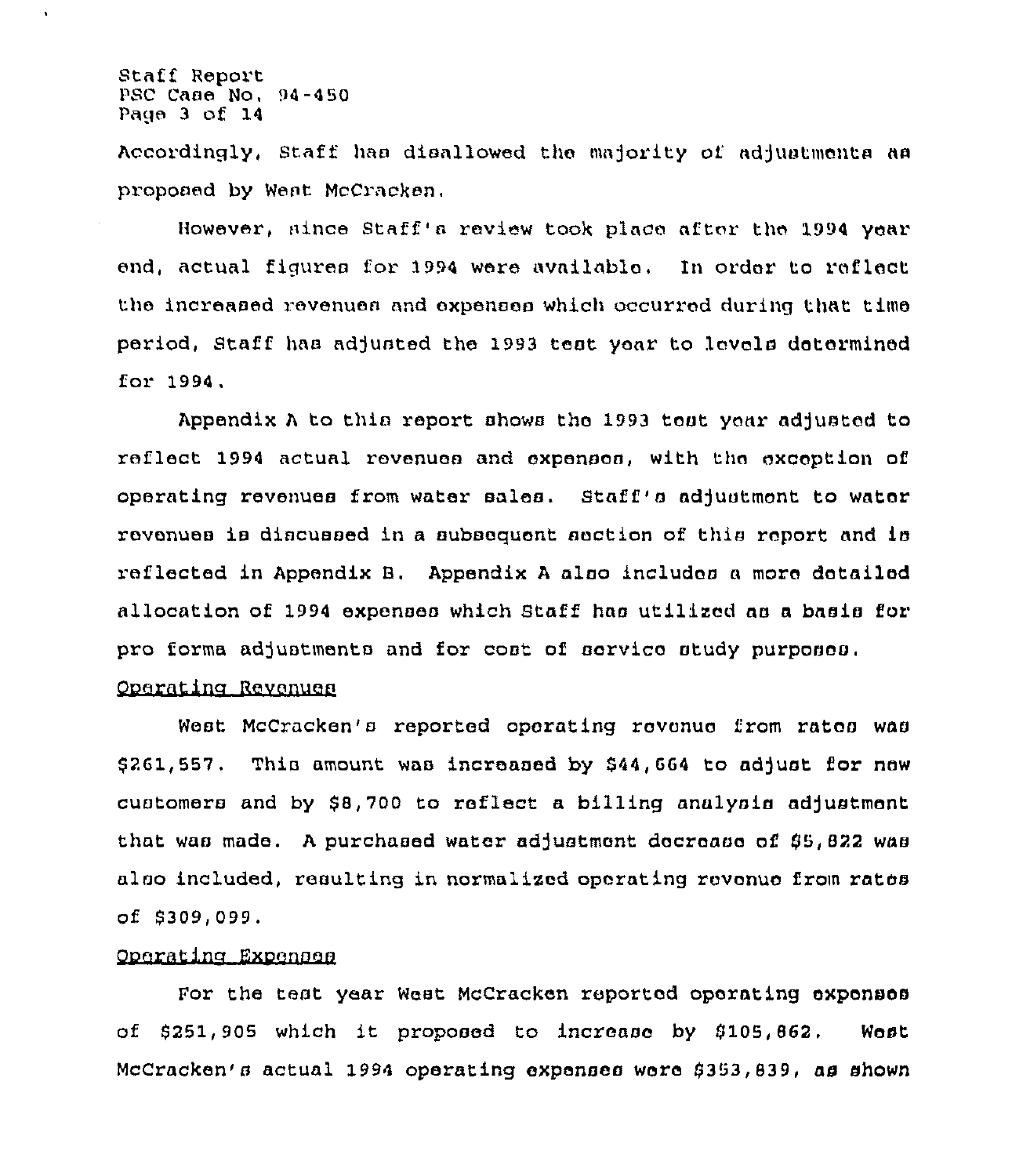Accordingly, Staff has disallowed the majority of adjustments as proposed by West McCracken.

However, since Staff's review took place after the 1994 year end, actual figures for 1994 were available. In order to reflect the increased revenues and expenses which occurred during that time period, Staff has adjusted the 1993 test year to levels determined for 1994.

Appendix A to this report shows the 1993 test year adjusted to reflect 1994 actual revenues and expenses, with the exception of operating revenues from water sales. Staff's adjustment to water revenues is discussed in a subsequent section of this report and is reflected in Appendix B. Appendix A also includes a more detailed allocation of 1994 expenses which Staff has utilized as a basis for pro forma adjustments and for cost of service study purposes.

<u>Operating Revenues</u>

West McCracken's reported operating revenue from rates was $261,557. This amount was increased by $44,664 to adjust for new customers and by $8,700 to reflect a billing analysis adjustment that was made. A purchased water adjustment decrease of $5,822 was also included, resulting in normalized operating revenue from rates of $309,099.

<u>Operating Expenses</u>

For the test year West McCracken reported operating expenses of $251,905 which it proposed to increase by $105,862. West McCracken's actual 1994 operating expenses were $353,839, as shown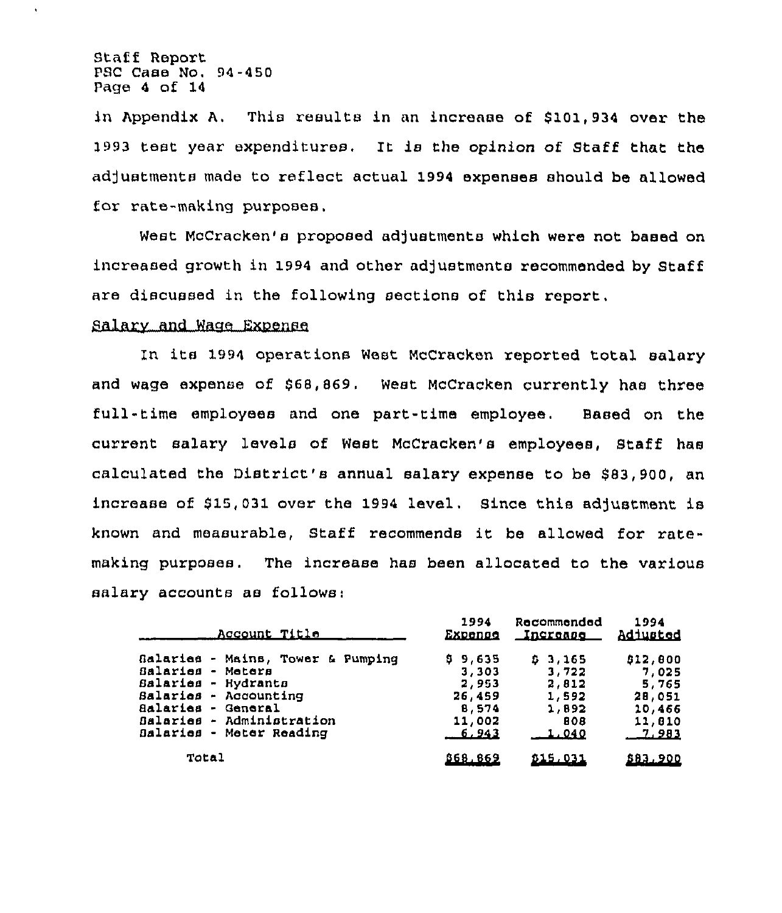in Appendix A. This results in an increase of $101,934 over the 1993 test year expenditures. It is the opinion of Staff that the adjustments made to reflect actual 1994 expenses should be allowed for rate-making purposes.

West McCracken's proposed adjustments which were not based on increased growth in 1994 and other adjustments recommended by Staff are discussed in the following sections of this report.

## Salary and Wage Expense

In its 1994 operations West McCracken reported total salary and wage expense of $68,869. West McCracken currently has three full-time employees and one part-time employee. Based on the current salary levels of West McCracken's employees, Staff has calculated the District's annual salary expense to be $83,900, an increase of $15,031 over the 1994 level. Since this adjustment is known and measurable, Staff recommends it be allowed for rate-making purposes. The increase has been allocated to the various salary accounts as follows:

| Account Title | 1994 Expense | Recommended Increase | 1994 Adjusted |
|---|---|---|---|
| Salaries - Mains, Tower & Pumping | $ 9,635 | $ 3,165 | $12,800 |
| Salaries - Meters | 3,303 | 3,722 | 7,025 |
| Salaries - Hydrants | 2,953 | 2,812 | 5,765 |
| Salaries - Accounting | 26,459 | 1,592 | 28,051 |
| Salaries - General | 8,574 | 1,892 | 10,466 |
| Salaries - Administration | 11,002 | 808 | 11,810 |
| Salaries - Meter Reading | 6,943 | 1,040 | 7,983 |
| Total | $68,869 | $15,031 | $83,900 |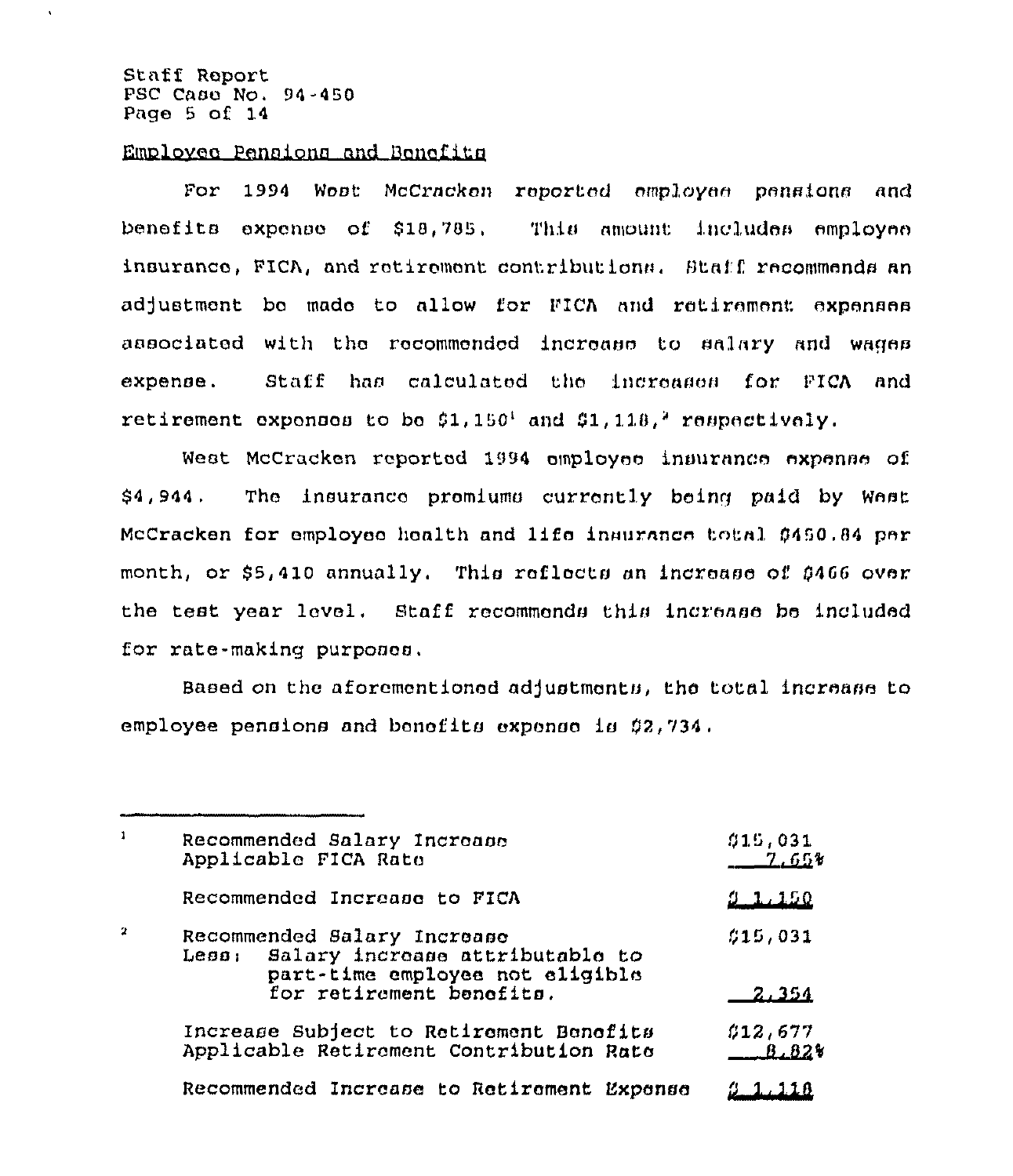Staff Report
PSC Case No. 94-450

## Employee Pensions and Benefits

For 1994 West McCracken reported employee pensions and benefits expense of $18,785. This amount includes employee insurance, FICA, and retirement contributions. Staff recommends an adjustment be made to allow for FICA and retirement expenses associated with the recommended increase to salary and wages expense. Staff has calculated the increases for FICA and retirement expenses to be $1,150[1] and $1,118,[2] respectively.

West McCracken reported 1994 employee insurance expense of $4,944. The insurance premiums currently being paid by West McCracken for employee health and life insurance total $450.84 per month, or $5,410 annually. This reflects an increase of $466 over the test year level. Staff recommends this increase be included for rate-making purposes.

Based on the aforementioned adjustments, the total increase to employee pensions and benefits expense is $2,734.

---

[1]

| | |
|---|---|
| Recommended Salary Increase | $15,031 |
| Applicable FICA Rate | 7.65% |
| Recommended Increase to FICA | $ 1,150 |

[2]

| | |
|---|---|
| Recommended Salary Increase | $15,031 |
| Less: Salary increase attributable to part-time employee not eligible for retirement benefits. | 2,354 |
| Increase Subject to Retirement Benefits | $12,677 |
| Applicable Retirement Contribution Rate | 8.82% |
| Recommended Increase to Retirement Expense | $ 1,118 |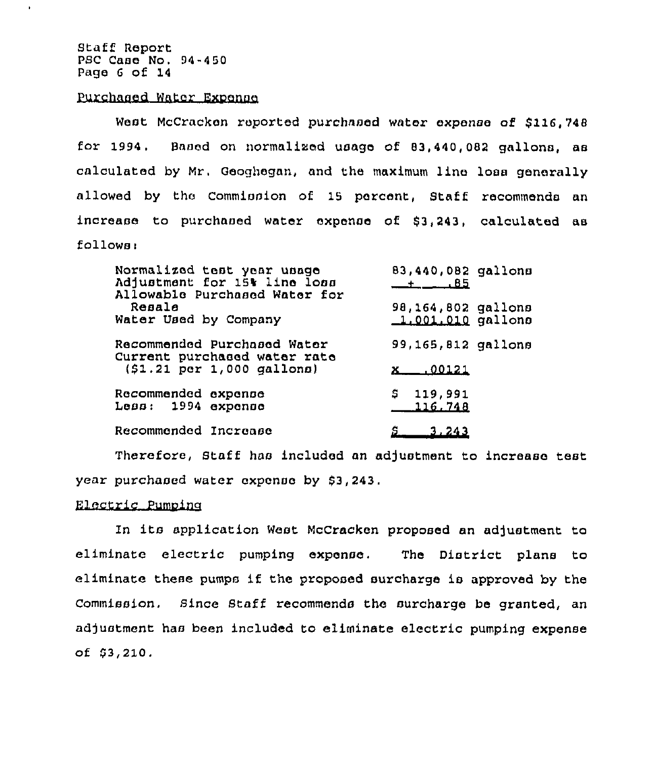Staff Report
PSC Case No. 94-450

## Purchased Water Expense

West McCracken reported purchased water expense of $116,748 for 1994. Based on normalized usage of 83,440,082 gallons, as calculated by Mr. Geoghegan, and the maximum line loss generally allowed by the Commission of 15 percent, Staff recommends an increase to purchased water expense of $3,243, calculated as follows:

| | |
|---|---|
| Normalized test year usage | 83,440,082 gallons |
| Adjustment for 15% line loss | + .85 |
| Allowable Purchased Water for Resale | 98,164,802 gallons |
| Water Used by Company | 1,001,010 gallons |
| Recommended Purchased Water | 99,165,812 gallons |
| Current purchased water rate ($1.21 per 1,000 gallons) | x .00121 |
| Recommended expense | $ 119,991 |
| Less: 1994 expense | 116,748 |
| Recommended Increase | $ 3,243 |

Therefore, Staff has included an adjustment to increase test year purchased water expense by $3,243.

## Electric Pumping

In its application West McCracken proposed an adjustment to eliminate electric pumping expense. The District plans to eliminate these pumps if the proposed surcharge is approved by the Commission. Since Staff recommends the surcharge be granted, an adjustment has been included to eliminate electric pumping expense of $3,210.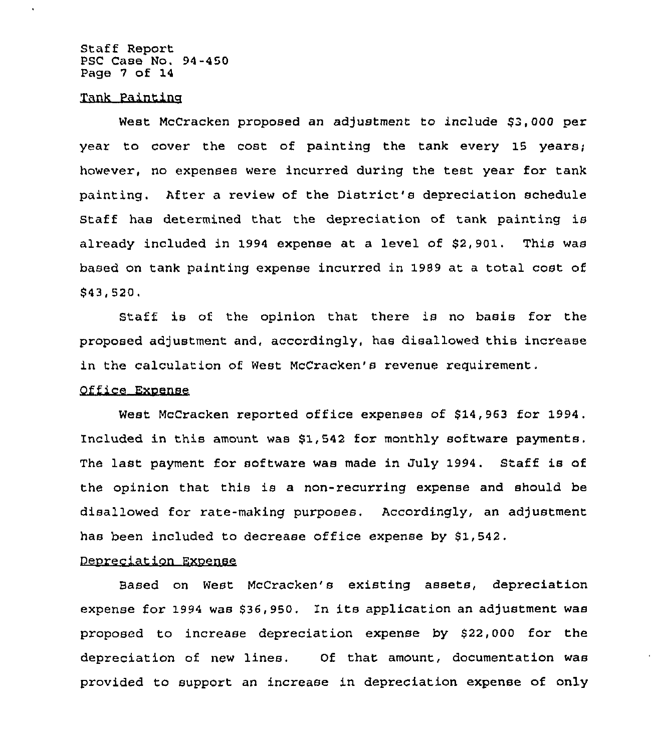## Tank Painting

West McCracken proposed an adjustment to include $3,000 per year to cover the cost of painting the tank every 15 years; however, no expenses were incurred during the test year for tank painting. After a review of the District's depreciation schedule Staff has determined that the depreciation of tank painting is already included in 1994 expense at a level of $2,901. This was based on tank painting expense incurred in 1989 at a total cost of $43,520.

Staff is of the opinion that there is no basis for the proposed adjustment and, accordingly, has disallowed this increase in the calculation of West McCracken's revenue requirement.

## Office Expense

West McCracken reported office expenses of $14,963 for 1994. Included in this amount was $1,542 for monthly software payments. The last payment for software was made in July 1994. Staff is of the opinion that this is a non-recurring expense and should be disallowed for rate-making purposes. Accordingly, an adjustment has been included to decrease office expense by $1,542.

## Depreciation Expense

Based on West McCracken's existing assets, depreciation expense for 1994 was $36,950. In its application an adjustment was proposed to increase depreciation expense by $22,000 for the depreciation of new lines. Of that amount, documentation was provided to support an increase in depreciation expense of only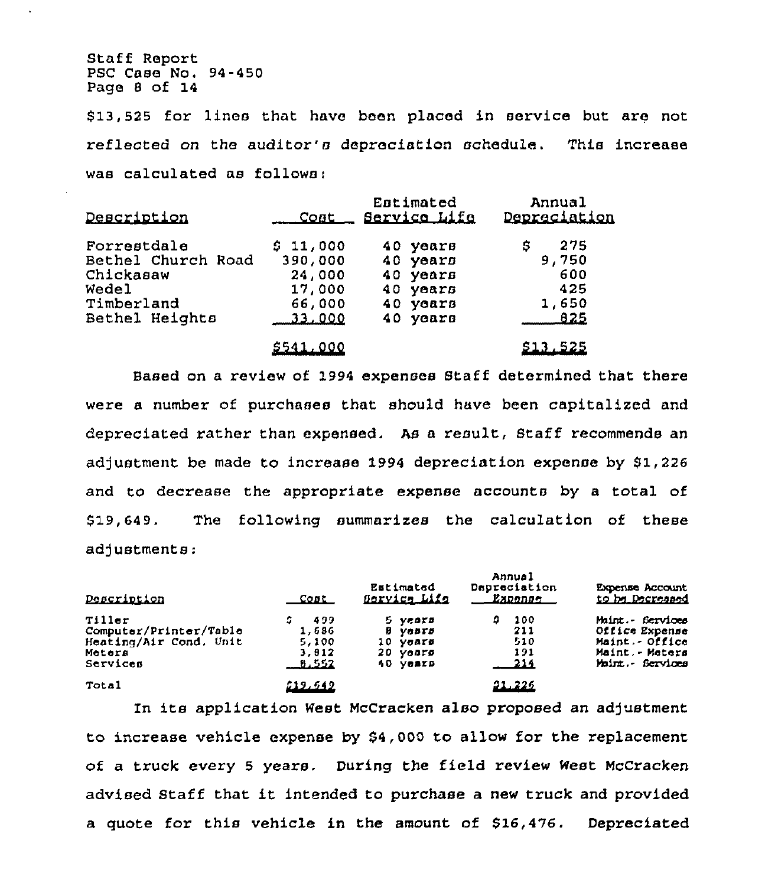$13,525 for lines that have been placed in service but are not reflected on the auditor's depreciation schedule. This increase was calculated as follows:

| Description | Cost | Estimated Service Life | Annual Depreciation |
|---|---|---|---|
| Forrestdale | $ 11,000 | 40 years | $ 275 |
| Bethel Church Road | 390,000 | 40 years | 9,750 |
| Chickasaw | 24,000 | 40 years | 600 |
| Wedel | 17,000 | 40 years | 425 |
| Timberland | 66,000 | 40 years | 1,650 |
| Bethel Heights | 33,000 | 40 years | 825 |
| | $541,000 | | $13,525 |

Based on a review of 1994 expenses Staff determined that there were a number of purchases that should have been capitalized and depreciated rather than expensed. As a result, Staff recommends an adjustment be made to increase 1994 depreciation expense by $1,226 and to decrease the appropriate expense accounts by a total of $19,649. The following summarizes the calculation of these adjustments:

| Description | Cost | Estimated Service Life | Annual Depreciation Expense | Expense Account to be Decreased |
|---|---|---|---|---|
| Tiller | $ 499 | 5 years | $ 100 | Maint.- Services |
| Computer/Printer/Table | 1,686 | 8 years | 211 | Office Expense |
| Heating/Air Cond. Unit | 5,100 | 10 years | 510 | Maint.- Office |
| Meters | 3,812 | 20 years | 191 | Maint.- Meters |
| Services | 8,552 | 40 years | 214 | Maint.- Services |
| Total | $19,649 | | $1,226 | |

In its application West McCracken also proposed an adjustment to increase vehicle expense by $4,000 to allow for the replacement of a truck every 5 years. During the field review West McCracken advised Staff that it intended to purchase a new truck and provided a quote for this vehicle in the amount of $16,476. Depreciated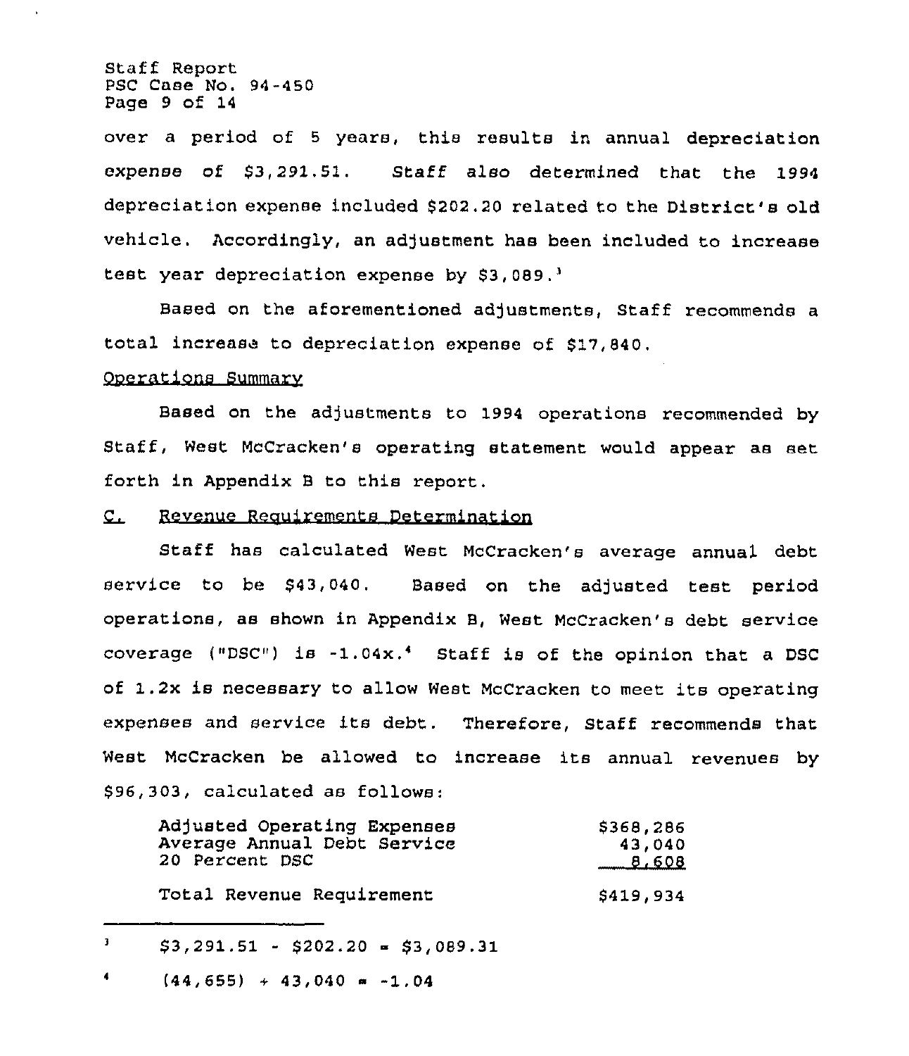over a period of 5 years, this results in annual depreciation expense of $3,291.51. Staff also determined that the 1994 depreciation expense included $202.20 related to the District's old vehicle. Accordingly, an adjustment has been included to increase test year depreciation expense by $3,089.[3]

Based on the aforementioned adjustments, Staff recommends a total increase to depreciation expense of $17,840.

Operations Summary

Based on the adjustments to 1994 operations recommended by Staff, West McCracken's operating statement would appear as set forth in Appendix B to this report.

## C. Revenue Requirements Determination

Staff has calculated West McCracken's average annual debt service to be $43,040. Based on the adjusted test period operations, as shown in Appendix B, West McCracken's debt service coverage ("DSC") is -1.04x.[4] Staff is of the opinion that a DSC of 1.2x is necessary to allow West McCracken to meet its operating expenses and service its debt. Therefore, Staff recommends that West McCracken be allowed to increase its annual revenues by $96,303, calculated as follows:

| | |
|---|---|
| Adjusted Operating Expenses | $368,286 |
| Average Annual Debt Service | 43,040 |
| 20 Percent DSC | 8,608 |
| Total Revenue Requirement | $419,934 |

---

[3] $3,291.51 - $202.20 = $3,089.31

[4] (44,655) ÷ 43,040 = -1.04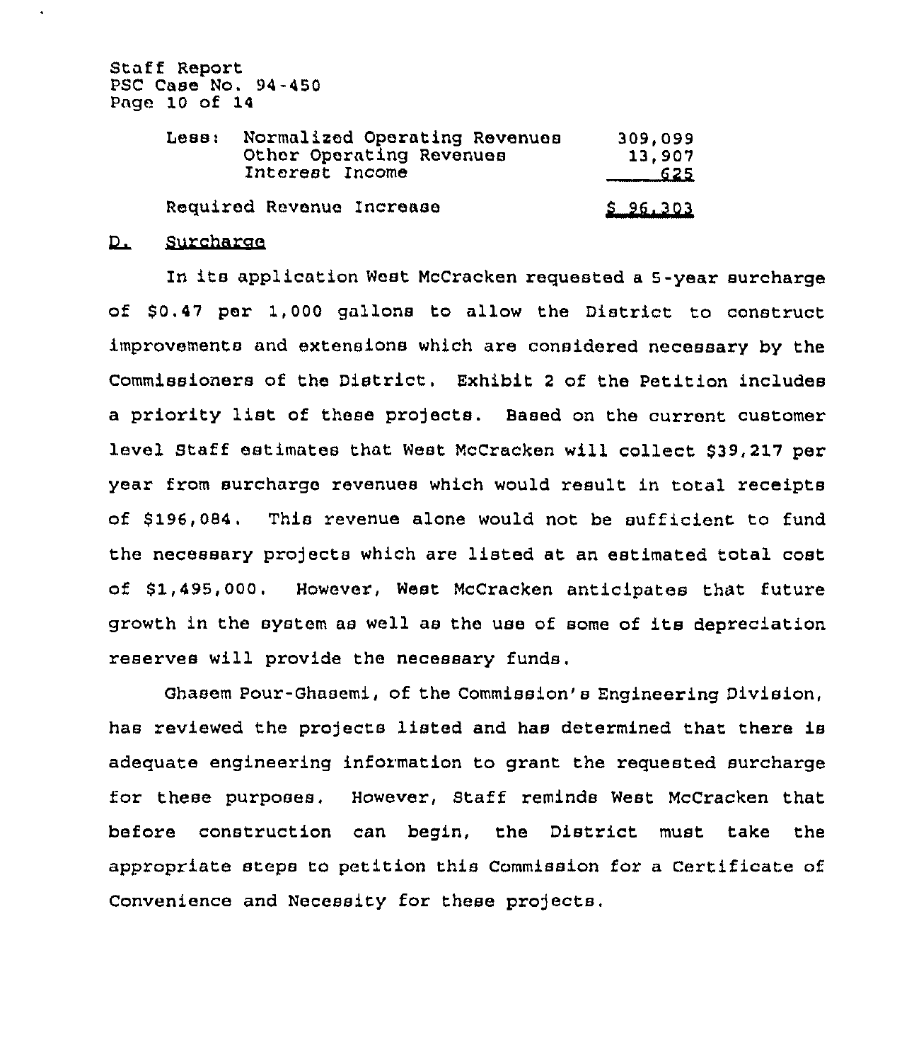| | | |
|---|---|---|
| Less: | Normalized Operating Revenues | 309,099 |
| | Other Operating Revenues | 13,907 |
| | Interest Income | 625 |
| Required Revenue Increase | | $ 96,303 |

## D. Surcharge

In its application West McCracken requested a 5-year surcharge of $0.47 per 1,000 gallons to allow the District to construct improvements and extensions which are considered necessary by the Commissioners of the District. Exhibit 2 of the Petition includes a priority list of these projects. Based on the current customer level Staff estimates that West McCracken will collect $39,217 per year from surcharge revenues which would result in total receipts of $196,084. This revenue alone would not be sufficient to fund the necessary projects which are listed at an estimated total cost of $1,495,000. However, West McCracken anticipates that future growth in the system as well as the use of some of its depreciation reserves will provide the necessary funds.

Ghasem Pour-Ghasemi, of the Commission's Engineering Division, has reviewed the projects listed and has determined that there is adequate engineering information to grant the requested surcharge for these purposes. However, Staff reminds West McCracken that before construction can begin, the District must take the appropriate steps to petition this Commission for a Certificate of Convenience and Necessity for these projects.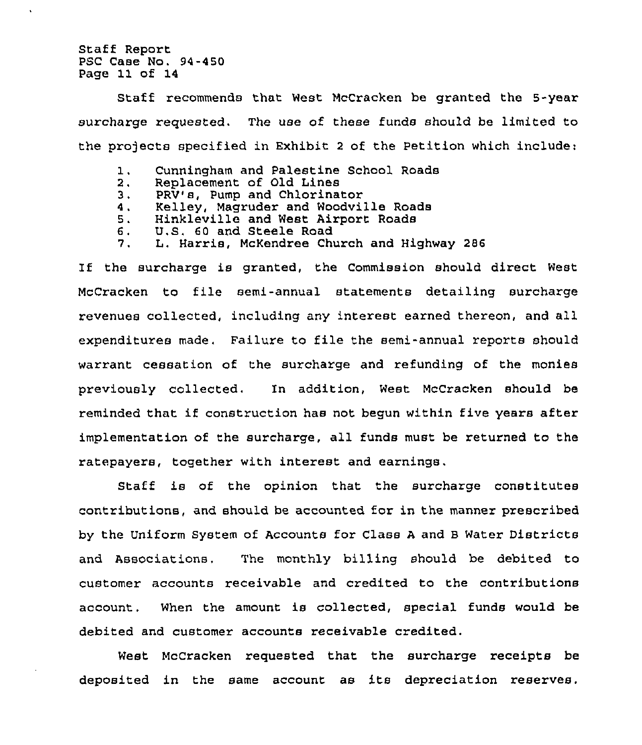Staff recommends that West McCracken be granted the 5-year surcharge requested. The use of these funds should be limited to the projects specified in Exhibit 2 of the Petition which include:

1. Cunningham and Palestine School Roads
2. Replacement of Old Lines
3. PRV's, Pump and Chlorinator
4. Kelley, Magruder and Woodville Roads
5. Hinkleville and West Airport Roads
6. U.S. 60 and Steele Road
7. L. Harris, McKendree Church and Highway 286

If the surcharge is granted, the Commission should direct West McCracken to file semi-annual statements detailing surcharge revenues collected, including any interest earned thereon, and all expenditures made. Failure to file the semi-annual reports should warrant cessation of the surcharge and refunding of the monies previously collected. In addition, West McCracken should be reminded that if construction has not begun within five years after implementation of the surcharge, all funds must be returned to the ratepayers, together with interest and earnings.

Staff is of the opinion that the surcharge constitutes contributions, and should be accounted for in the manner prescribed by the Uniform System of Accounts for Class A and B Water Districts and Associations. The monthly billing should be debited to customer accounts receivable and credited to the contributions account. When the amount is collected, special funds would be debited and customer accounts receivable credited.

West McCracken requested that the surcharge receipts be deposited in the same account as its depreciation reserves.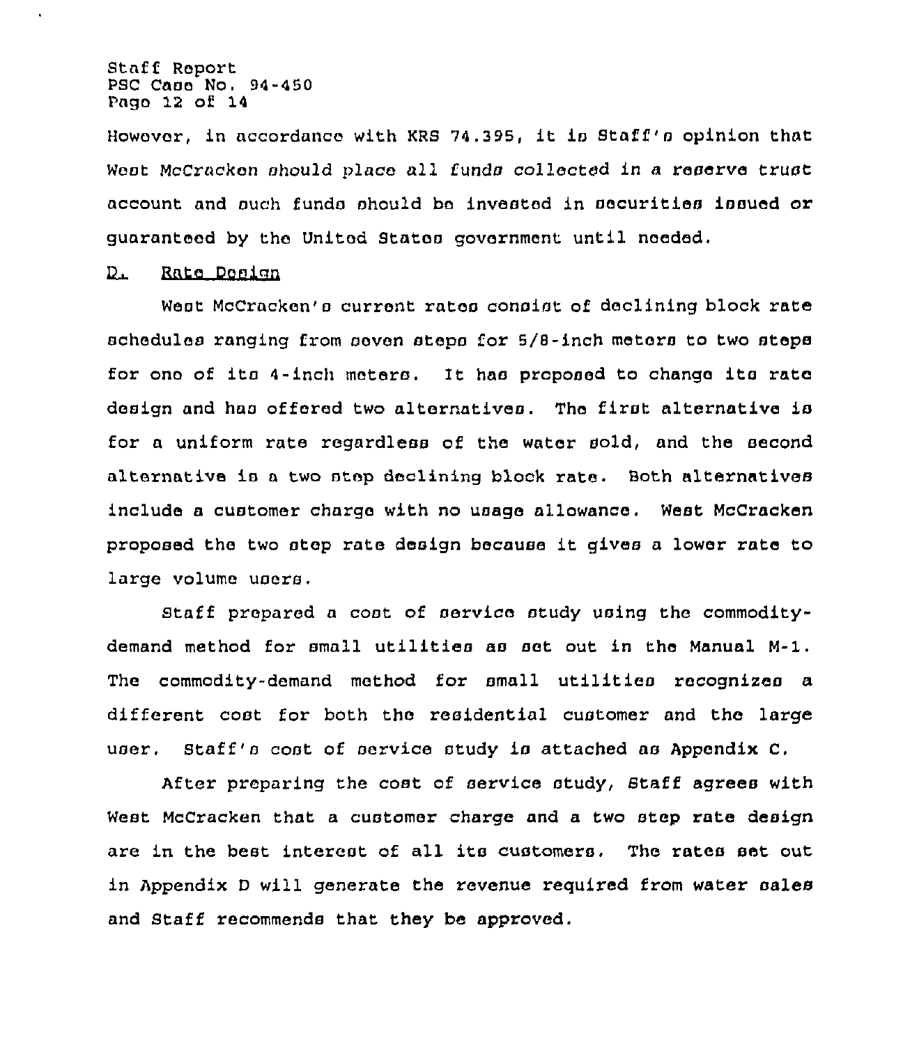However, in accordance with KRS 74.395, it is Staff's opinion that West McCracken should place all funds collected in a reserve trust account and such funds should be invested in securities issued or guaranteed by the United States government until needed.

## D. Rate Design

West McCracken's current rates consist of declining block rate schedules ranging from seven steps for 5/8-inch meters to two steps for one of its 4-inch meters. It has proposed to change its rate design and has offered two alternatives. The first alternative is for a uniform rate regardless of the water sold, and the second alternative is a two step declining block rate. Both alternatives include a customer charge with no usage allowance. West McCracken proposed the two step rate design because it gives a lower rate to large volume users.

Staff prepared a cost of service study using the commodity-demand method for small utilities as set out in the Manual M-1. The commodity-demand method for small utilities recognizes a different cost for both the residential customer and the large user. Staff's cost of service study is attached as Appendix C.

After preparing the cost of service study, Staff agrees with West McCracken that a customer charge and a two step rate design are in the best interest of all its customers. The rates set out in Appendix D will generate the revenue required from water sales and Staff recommends that they be approved.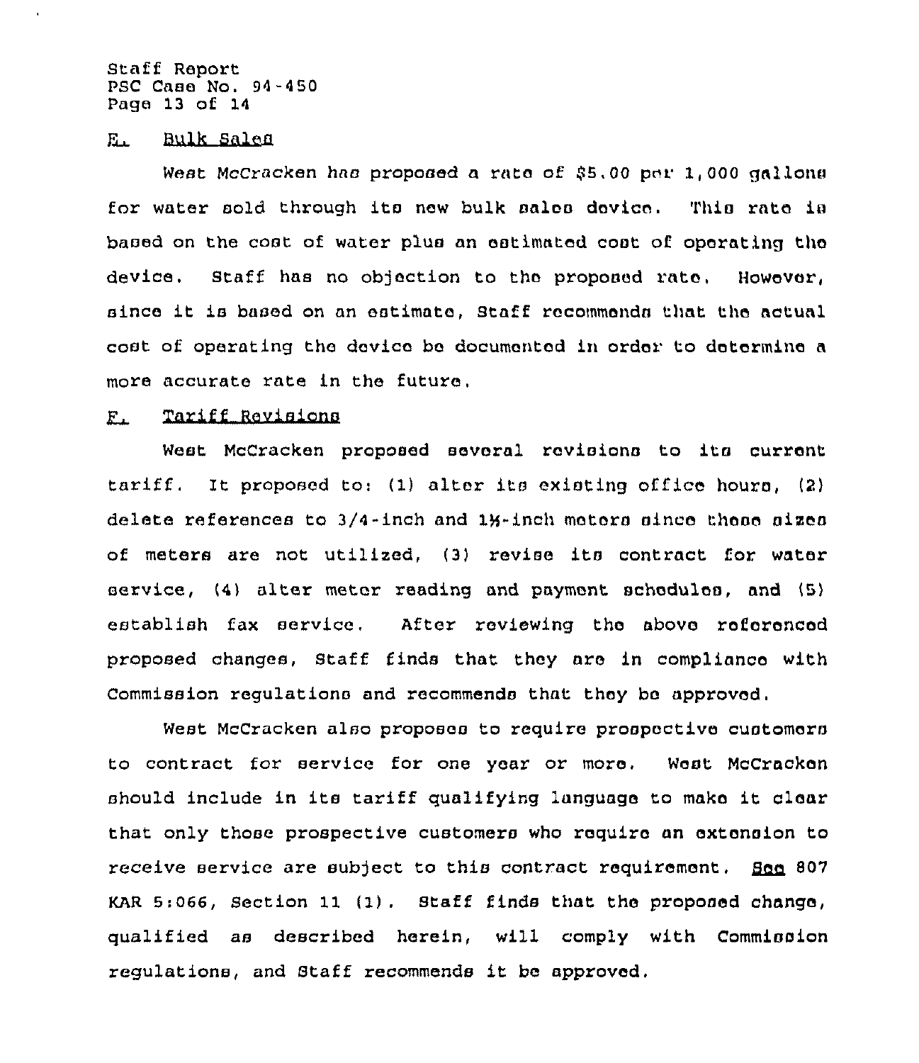### E. Bulk Sales

West McCracken has proposed a rate of $5.00 per 1,000 gallons for water sold through its new bulk sales device. This rate is based on the cost of water plus an estimated cost of operating the device. Staff has no objection to the proposed rate. However, since it is based on an estimate, Staff recommends that the actual cost of operating the device be documented in order to determine a more accurate rate in the future.

### F. Tariff Revisions

West McCracken proposed several revisions to its current tariff. It proposed to: (1) alter its existing office hours, (2) delete references to 3/4-inch and 1½-inch meters since those sizes of meters are not utilized, (3) revise its contract for water service, (4) alter meter reading and payment schedules, and (5) establish fax service. After reviewing the above referenced proposed changes, Staff finds that they are in compliance with Commission regulations and recommends that they be approved.

West McCracken also proposes to require prospective customers to contract for service for one year or more. West McCracken should include in its tariff qualifying language to make it clear that only those prospective customers who require an extension to receive service are subject to this contract requirement. See 807 KAR 5:066, Section 11 (1). Staff finds that the proposed change, qualified as described herein, will comply with Commission regulations, and Staff recommends it be approved.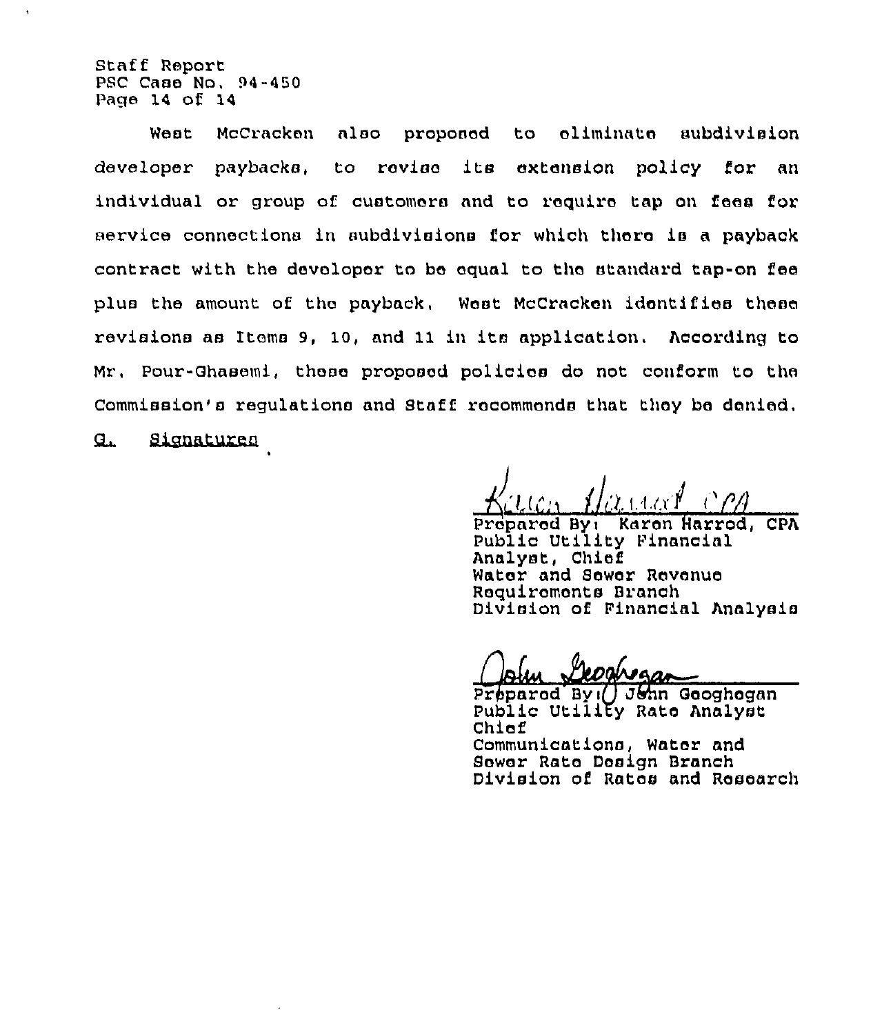West McCracken also proposed to eliminate subdivision developer paybacks, to revise its extension policy for an individual or group of customers and to require tap on fees for service connections in subdivisions for which there is a payback contract with the developer to be equal to the standard tap-on fee plus the amount of the payback. West McCracken identifies these revisions as Items 9, 10, and 11 in its application. According to Mr. Pour-Ghasemi, these proposed policies do not conform to the Commission's regulations and Staff recommends that they be denied.

G. Signatures

Prepared By: Karen Harrod, CPA
Public Utility Financial Analyst, Chief
Water and Sewer Revenue Requirements Branch
Division of Financial Analysis

Prepared By: John Geoghegan
Public Utility Rate Analyst Chief
Communications, Water and Sewer Rate Design Branch
Division of Rates and Research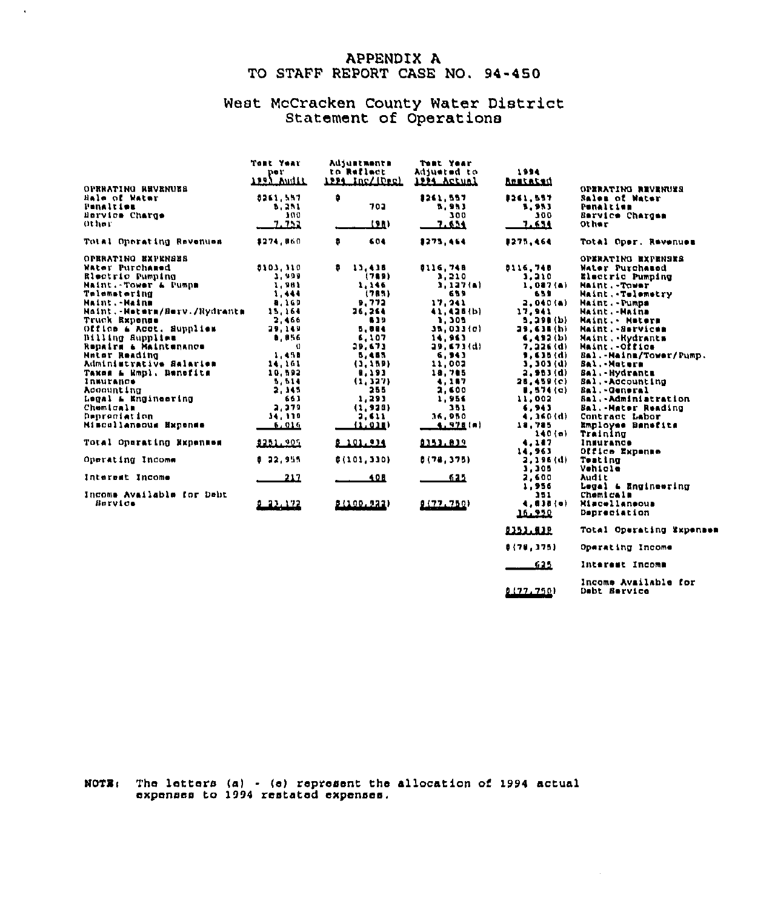# APPENDIX A
## TO STAFF REPORT CASE NO. 94-450

### West McCracken County Water District
### Statement of Operations

| | Test Year per 1993 Audit | Adjustments to Reflect 1994 Inc/(Dec) | Test Year Adjusted to 1994 Actual |
|---|---|---|---|
| OPERATING REVENUES | | | |
| Sale of Water | $261,557 | $ | $261,557 |
| Penalties | 5,251 | 702 | 5,953 |
| Service Charge | 300 | | 300 |
| Other | 7,752 | (98) | 7,654 |
| Total Operating Revenues | $274,860 | $ 604 | $275,464 |
| OPERATING EXPENSES | | | |
| Water Purchased | $103,310 | $ 13,438 | $116,748 |
| Electric Pumping | 3,999 | (789) | 3,210 |
| Maint.-Tower & Pumps | 1,981 | 1,146 | 3,127(a) |
| Telemetering | 1,444 | (785) | 659 |
| Maint.-Mains | 8,169 | 9,772 | 17,941 |
| Maint.-Meters/Serv./Hydrants | 15,164 | 26,264 | 41,428(b) |
| Truck Expense | 2,466 | 839 | 3,305 |
| Office & Acct. Supplies | 29,149 | 5,884 | 35,033(c) |
| Billing Supplies | 8,856 | 6,107 | 14,963 |
| Repairs & Maintenance | 0 | 29,673 | 29,673(d) |
| Meter Reading | 1,458 | 5,485 | 6,943 |
| Administrative Salaries | 14,161 | (3,159) | 11,002 |
| Taxes & Empl. Benefits | 10,592 | 8,193 | 18,785 |
| Insurance | 5,514 | (1,327) | 4,187 |
| Accounting | 2,345 | 255 | 2,600 |
| Legal & Engineering | 663 | 1,293 | 1,956 |
| Chemicals | 2,279 | (1,928) | 351 |
| Depreciation | 34,339 | 2,611 | 36,950 |
| Miscellaneous Expense | 6,016 | (1,038) | 4,978(e) |
| Total Operating Expenses | $251,905 | $ 101,934 | $353,839 |
| Operating Income | $ 22,955 | $(101,330) | $(78,375) |
| Interest Income | 217 | 408 | 625 |
| Income Available for Debt Service | $ 23,172 | $(100,922) | $(77,750) |

| | 1994 Restated |
|---|---|
| OPERATING REVENUES | |
| Sales of Water | $261,557 |
| Penalties | 5,953 |
| Service Charges | 300 |
| Other | 7,654 |
| Total Oper. Revenues | $275,464 |
| OPERATING EXPENSES | |
| Water Purchased | $116,748 |
| Electric Pumping | 3,210 |
| Maint.-Tower | 1,087(a) |
| Maint.-Telemetry | 659 |
| Maint.-Pumps | 2,040(a) |
| Maint.-Mains | 17,941 |
| Maint.- Meters | 5,298(b) |
| Maint.-Services | 29,638(b) |
| Maint.-Hydrants | 6,492(b) |
| Maint.-Office | 7,226(d) |
| Sal.-Mains/Tower/Pump. | 9,635(d) |
| Sal.-Meters | 3,303(d) |
| Sal.-Hydrants | 2,953(d) |
| Sal.-Accounting | 26,459(c) |
| Sal.-General | 8,574(c) |
| Sal.-Administration | 11,002 |
| Sal.-Meter Reading | 6,943 |
| Contract Labor | 4,360(d) |
| Employee Benefits | 18,785 |
| Training | 140(e) |
| Insurance | 4,187 |
| Office Expense | 14,963 |
| Testing | 2,196(d) |
| Vehicle | 3,305 |
| Audit | 2,600 |
| Legal & Engineering | 1,956 |
| Chemicals | 351 |
| Miscellaneous | 4,838(e) |
| Depreciation | 36,950 |
| Total Operating Expenses | $353,839 |
| Operating Income | $(78,375) |
| Interest Income | 625 |
| Income Available for Debt Service | $(77,750) |

**NOTE:** The letters (a) - (e) represent the allocation of 1994 actual expenses to 1994 restated expenses.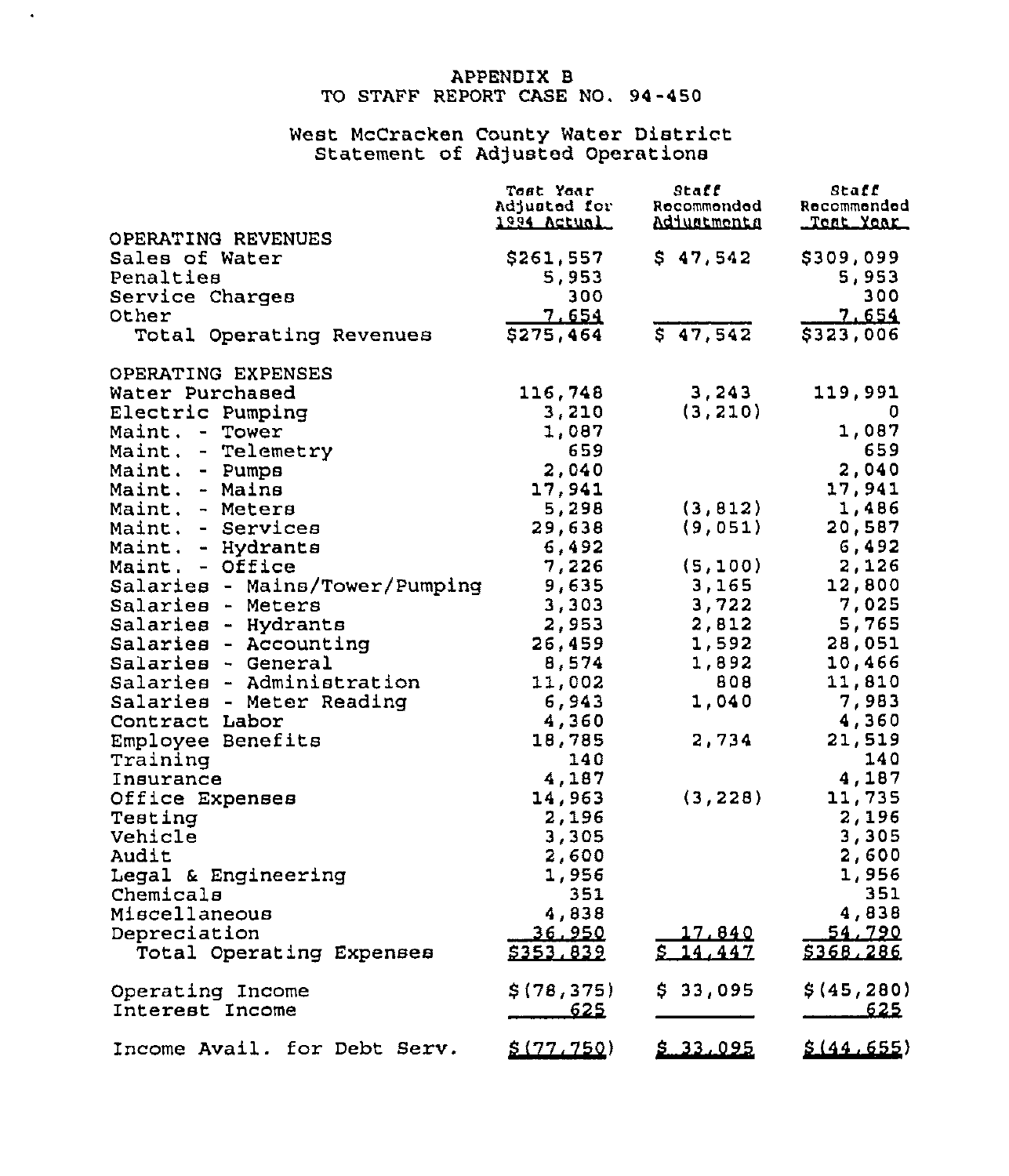APPENDIX B
TO STAFF REPORT CASE NO. 94-450

West McCracken County Water District
Statement of Adjusted Operations

| | Test Year Adjusted for 1994 Actual | Staff Recommended Adjustments | Staff Recommended Test Year |
|---|---|---|---|
| OPERATING REVENUES | | | |
| Sales of Water | $261,557 | $ 47,542 | $309,099 |
| Penalties | 5,953 | | 5,953 |
| Service Charges | 300 | | 300 |
| Other | 7,654 | | 7,654 |
| Total Operating Revenues | $275,464 | $ 47,542 | $323,006 |
| OPERATING EXPENSES | | | |
| Water Purchased | 116,748 | 3,243 | 119,991 |
| Electric Pumping | 3,210 | (3,210) | 0 |
| Maint. - Tower | 1,087 | | 1,087 |
| Maint. - Telemetry | 659 | | 659 |
| Maint. - Pumps | 2,040 | | 2,040 |
| Maint. - Mains | 17,941 | | 17,941 |
| Maint. - Meters | 5,298 | (3,812) | 1,486 |
| Maint. - Services | 29,638 | (9,051) | 20,587 |
| Maint. - Hydrants | 6,492 | | 6,492 |
| Maint. - Office | 7,226 | (5,100) | 2,126 |
| Salaries - Mains/Tower/Pumping | 9,635 | 3,165 | 12,800 |
| Salaries - Meters | 3,303 | 3,722 | 7,025 |
| Salaries - Hydrants | 2,953 | 2,812 | 5,765 |
| Salaries - Accounting | 26,459 | 1,592 | 28,051 |
| Salaries - General | 8,574 | 1,892 | 10,466 |
| Salaries - Administration | 11,002 | 808 | 11,810 |
| Salaries - Meter Reading | 6,943 | 1,040 | 7,983 |
| Contract Labor | 4,360 | | 4,360 |
| Employee Benefits | 18,785 | 2,734 | 21,519 |
| Training | 140 | | 140 |
| Insurance | 4,187 | | 4,187 |
| Office Expenses | 14,963 | (3,228) | 11,735 |
| Testing | 2,196 | | 2,196 |
| Vehicle | 3,305 | | 3,305 |
| Audit | 2,600 | | 2,600 |
| Legal & Engineering | 1,956 | | 1,956 |
| Chemicals | 351 | | 351 |
| Miscellaneous | 4,838 | | 4,838 |
| Depreciation | 36,950 | 17,840 | 54,790 |
| Total Operating Expenses | $353,839 | $ 14,447 | $368,286 |
| Operating Income | $(78,375) | $ 33,095 | $(45,280) |
| Interest Income | 625 | | 625 |
| Income Avail. for Debt Serv. | $(77,750) | $ 33,095 | $(44,655) |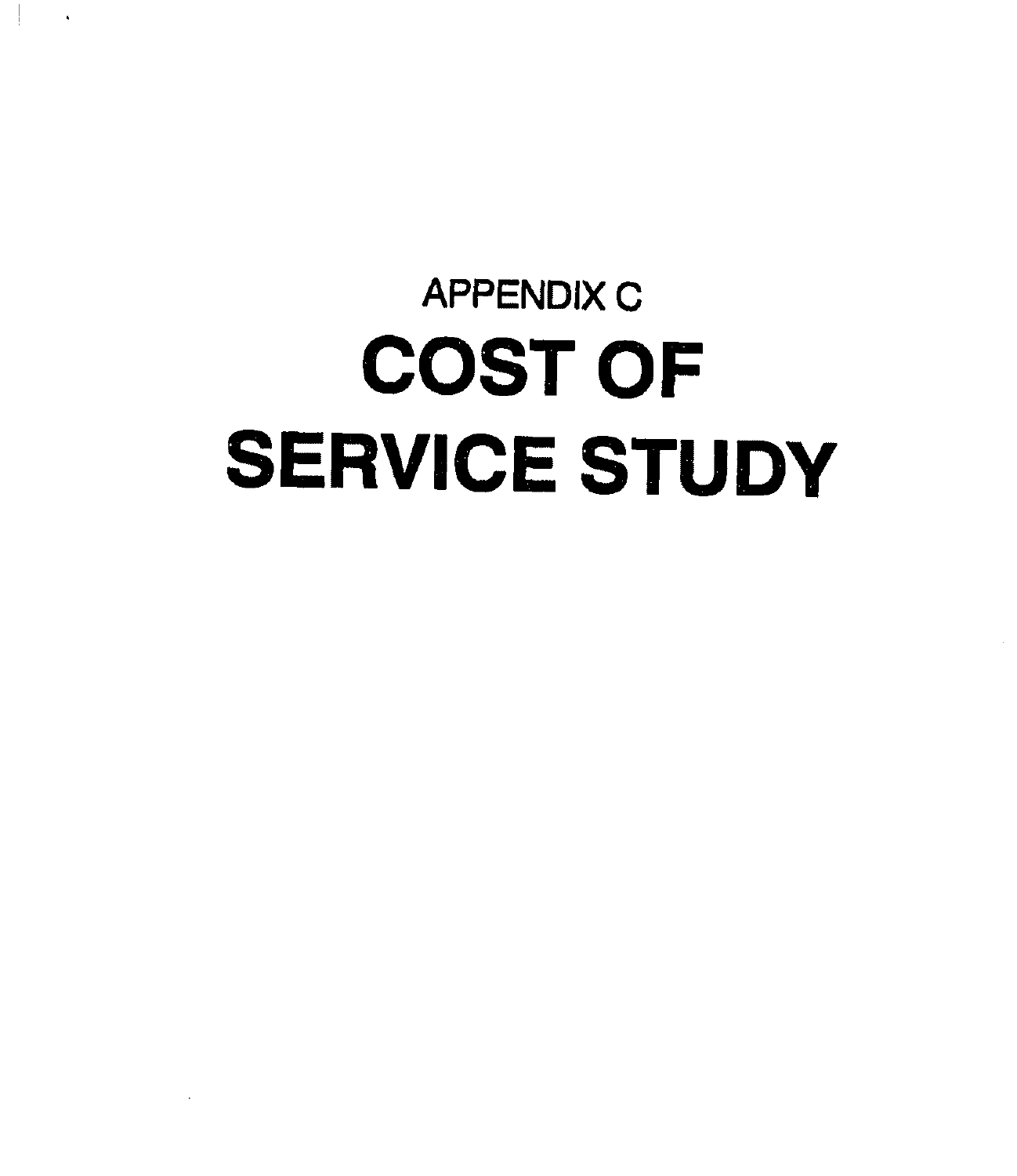## APPENDIX C

# COST OF SERVICE STUDY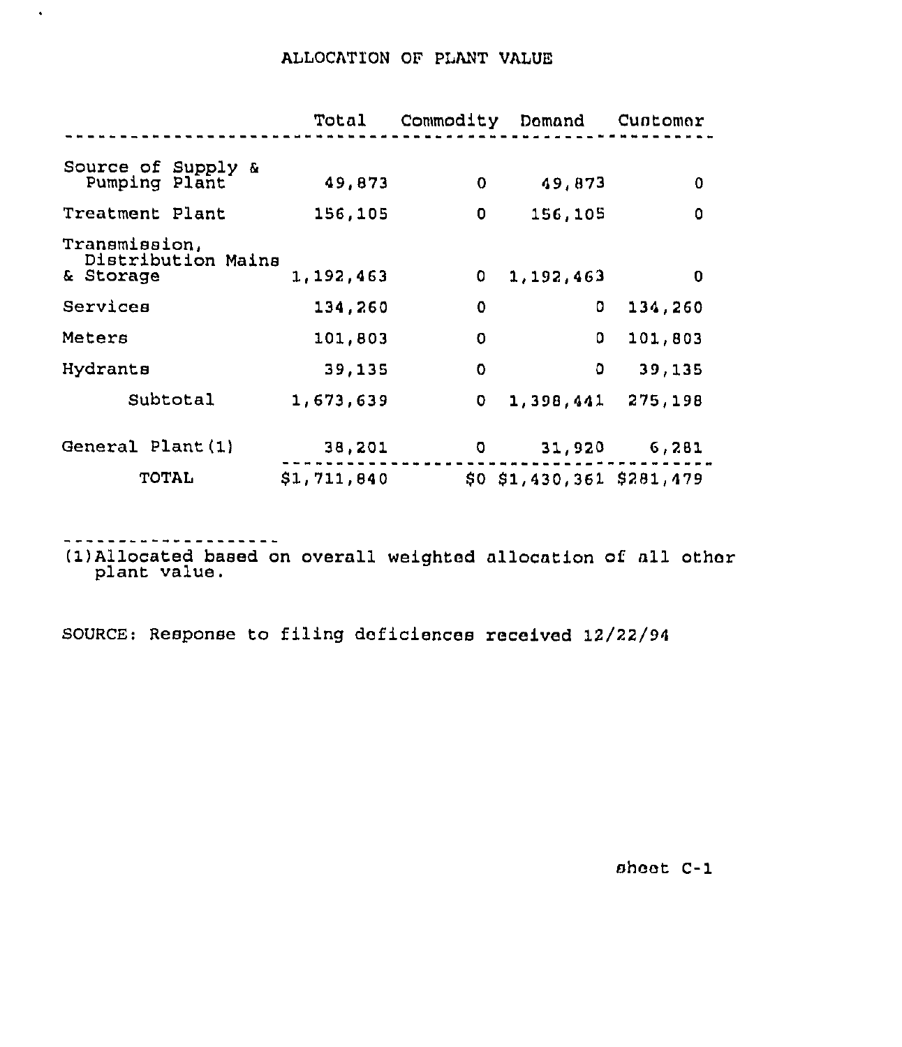# ALLOCATION OF PLANT VALUE

| | Total | Commodity | Demand | Customer |
|---|---|---|---|---|
| Source of Supply & Pumping Plant | 49,873 | 0 | 49,873 | 0 |
| Treatment Plant | 156,105 | 0 | 156,105 | 0 |
| Transmission, Distribution Mains & Storage | 1,192,463 | 0 | 1,192,463 | 0 |
| Services | 134,260 | 0 | 0 | 134,260 |
| Meters | 101,803 | 0 | 0 | 101,803 |
| Hydrants | 39,135 | 0 | 0 | 39,135 |
| Subtotal | 1,673,639 | 0 | 1,398,441 | 275,198 |
| General Plant(1) | 38,201 | 0 | 31,920 | 6,281 |
| TOTAL | $1,711,840 | $0 | $1,430,361 | $281,479 |

(1)Allocated based on overall weighted allocation of all other plant value.

SOURCE: Response to filing deficiences received 12/22/94

sheet C-1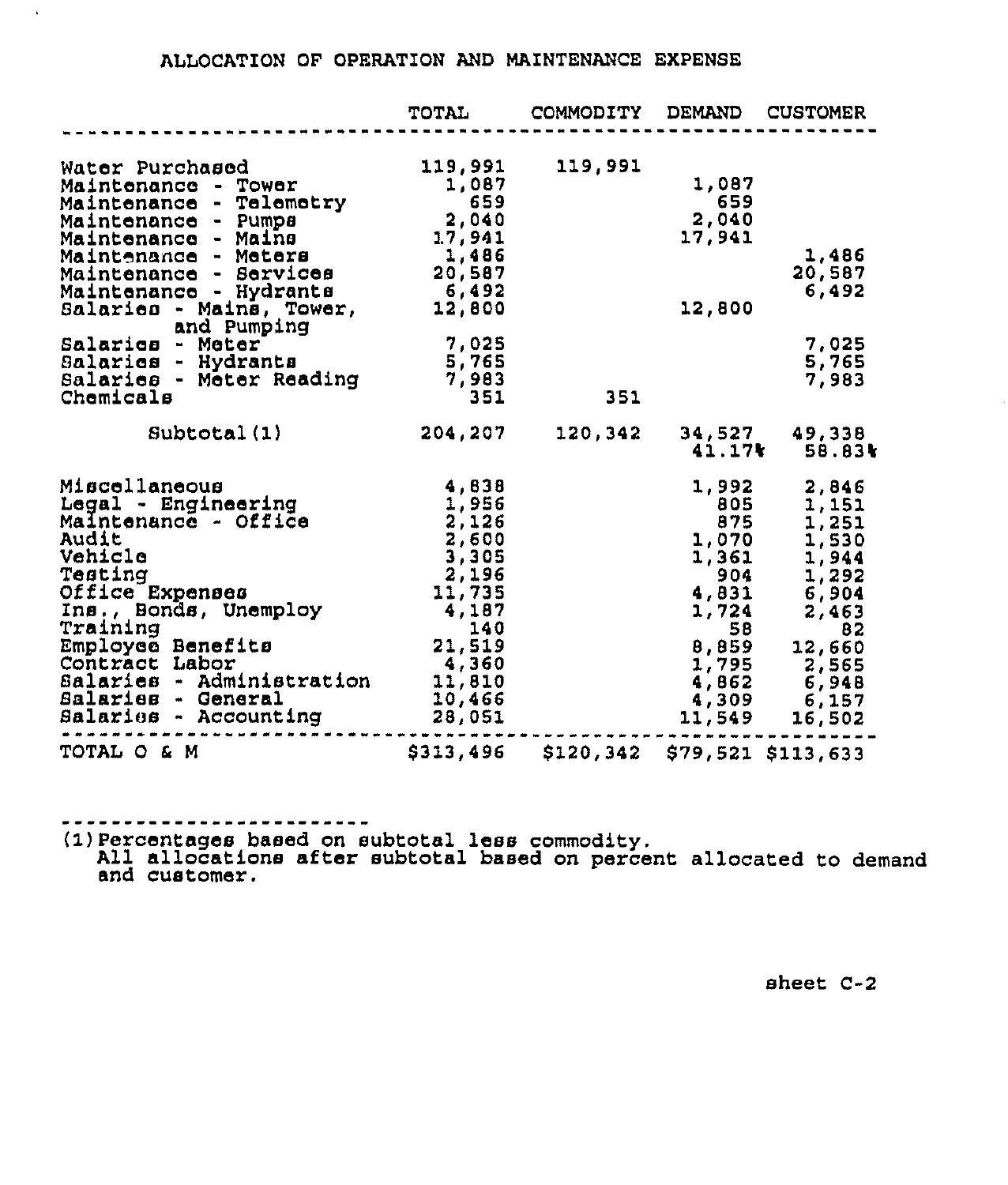# ALLOCATION OF OPERATION AND MAINTENANCE EXPENSE

| | TOTAL | COMMODITY | DEMAND | CUSTOMER |
|---|---|---|---|---|
| Water Purchased | 119,991 | 119,991 | | |
| Maintenance - Tower | 1,087 | | 1,087 | |
| Maintenance - Telemetry | 659 | | 659 | |
| Maintenance - Pumps | 2,040 | | 2,040 | |
| Maintenance - Mains | 17,941 | | 17,941 | |
| Maintenance - Meters | 1,486 | | | 1,486 |
| Maintenance - Services | 20,587 | | | 20,587 |
| Maintenance - Hydrants | 6,492 | | | 6,492 |
| Salaries - Mains, Tower, and Pumping | 12,800 | | 12,800 | |
| Salaries - Meter | 7,025 | | | 7,025 |
| Salaries - Hydrants | 5,765 | | | 5,765 |
| Salaries - Meter Reading | 7,983 | | | 7,983 |
| Chemicals | 351 | 351 | | |
| Subtotal(1) | 204,207 | 120,342 | 34,527 | 49,338 |
| | | | 41.17% | 58.83% |
| Miscellaneous | 4,838 | | 1,992 | 2,846 |
| Legal - Engineering | 1,956 | | 805 | 1,151 |
| Maintenance - Office | 2,126 | | 875 | 1,251 |
| Audit | 2,600 | | 1,070 | 1,530 |
| Vehicle | 3,305 | | 1,361 | 1,944 |
| Testing | 2,196 | | 904 | 1,292 |
| Office Expenses | 11,735 | | 4,831 | 6,904 |
| Ins., Bonds, Unemploy | 4,187 | | 1,724 | 2,463 |
| Training | 140 | | 58 | 82 |
| Employee Benefits | 21,519 | | 8,859 | 12,660 |
| Contract Labor | 4,360 | | 1,795 | 2,565 |
| Salaries - Administration | 11,810 | | 4,862 | 6,948 |
| Salaries - General | 10,466 | | 4,309 | 6,157 |
| Salaries - Accounting | 28,051 | | 11,549 | 16,502 |
| TOTAL O & M | $313,496 | $120,342 | $79,521 | $113,633 |

(1) Percentages based on subtotal less commodity.
All allocations after subtotal based on percent allocated to demand and customer.

sheet C-2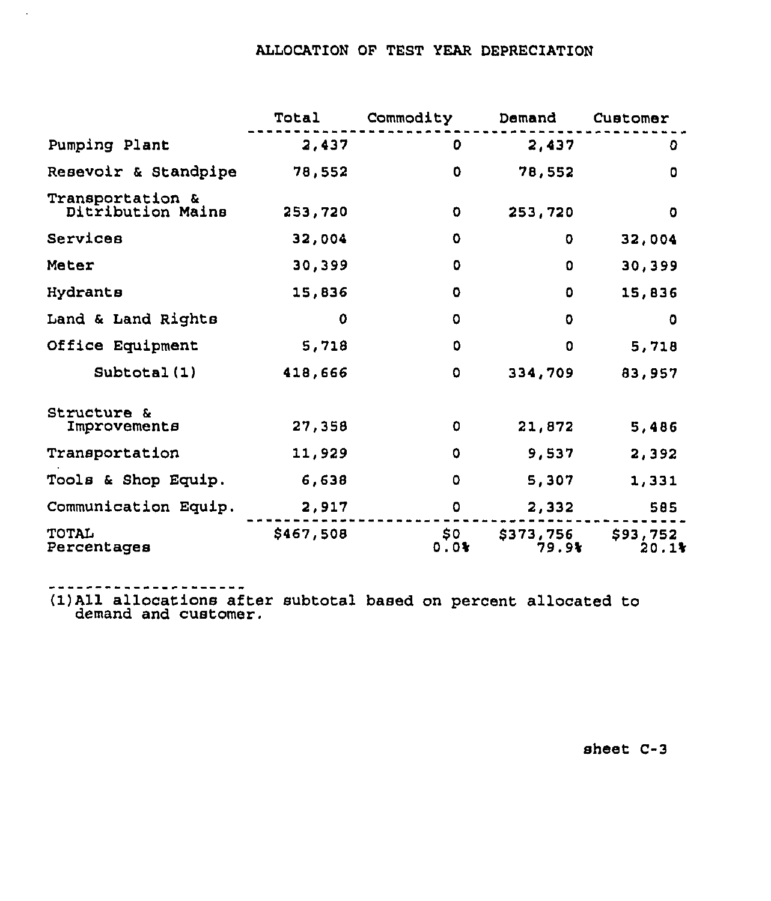# ALLOCATION OF TEST YEAR DEPRECIATION

| | Total | Commodity | Demand | Customer |
|---|---|---|---|---|
| Pumping Plant | 2,437 | 0 | 2,437 | 0 |
| Resevoir & Standpipe | 78,552 | 0 | 78,552 | 0 |
| Transportation & Ditribution Mains | 253,720 | 0 | 253,720 | 0 |
| Services | 32,004 | 0 | 0 | 32,004 |
| Meter | 30,399 | 0 | 0 | 30,399 |
| Hydrants | 15,836 | 0 | 0 | 15,836 |
| Land & Land Rights | 0 | 0 | 0 | 0 |
| Office Equipment | 5,718 | 0 | 0 | 5,718 |
| Subtotal(1) | 418,666 | 0 | 334,709 | 83,957 |
| Structure & Improvements | 27,358 | 0 | 21,872 | 5,486 |
| Transportation | 11,929 | 0 | 9,537 | 2,392 |
| Tools & Shop Equip. | 6,638 | 0 | 5,307 | 1,331 |
| Communication Equip. | 2,917 | 0 | 2,332 | 585 |
| TOTAL | $467,508 | $0 | $373,756 | $93,752 |
| Percentages | | 0.0% | 79.9% | 20.1% |

(1)All allocations after subtotal based on percent allocated to demand and customer.

sheet C-3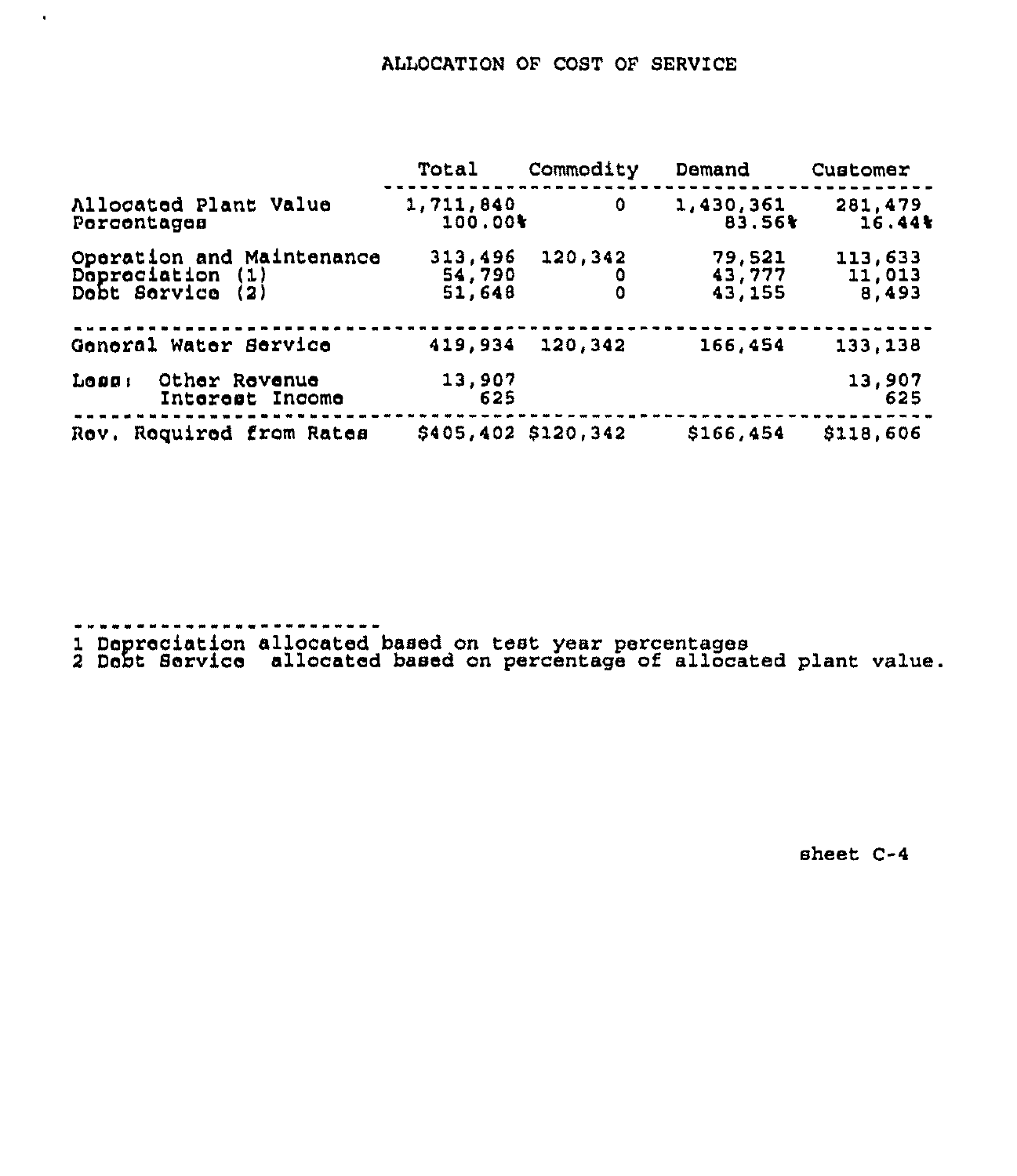# ALLOCATION OF COST OF SERVICE

| | Total | Commodity | Demand | Customer |
|---|---|---|---|---|
| Allocated Plant Value | 1,711,840 | 0 | 1,430,361 | 281,479 |
| Percentages | 100.00% | | 83.56% | 16.44% |
| Operation and Maintenance | 313,496 | 120,342 | 79,521 | 113,633 |
| Depreciation (1) | 54,790 | 0 | 43,777 | 11,013 |
| Debt Service (2) | 51,648 | 0 | 43,155 | 8,493 |
| General Water Service | 419,934 | 120,342 | 166,454 | 133,138 |
| Less: Other Revenue | 13,907 | | | 13,907 |
| Interest Income | 625 | | | 625 |
| Rev. Required from Rates | $405,402 | $120,342 | $166,454 | $118,606 |

---

1 Depreciation allocated based on test year percentages
2 Debt Service allocated based on percentage of allocated plant value.

sheet C-4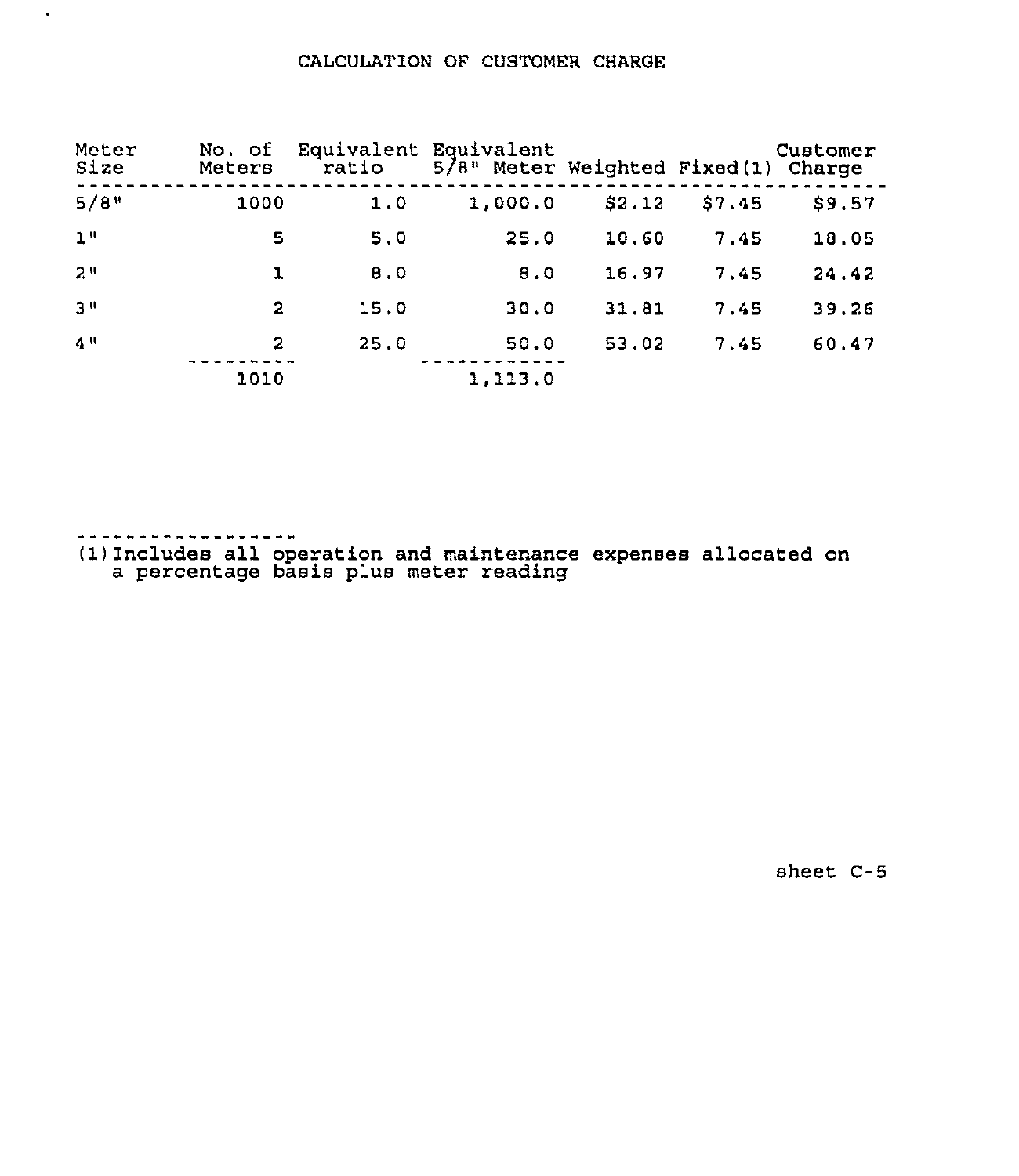# CALCULATION OF CUSTOMER CHARGE

| Meter Size | No. of Meters | Equivalent ratio | Equivalent 5/8" Meter | Weighted | Fixed(1) | Customer Charge |
|---|---|---|---|---|---|---|
| 5/8" | 1000 | 1.0 | 1,000.0 | $2.12 | $7.45 | $9.57 |
| 1" | 5 | 5.0 | 25.0 | 10.60 | 7.45 | 18.05 |
| 2" | 1 | 8.0 | 8.0 | 16.97 | 7.45 | 24.42 |
| 3" | 2 | 15.0 | 30.0 | 31.81 | 7.45 | 39.26 |
| 4" | 2 | 25.0 | 50.0 | 53.02 | 7.45 | 60.47 |
| | 1010 | | 1,113.0 | | | |

---

(1) Includes all operation and maintenance expenses allocated on a percentage basis plus meter reading

sheet C-5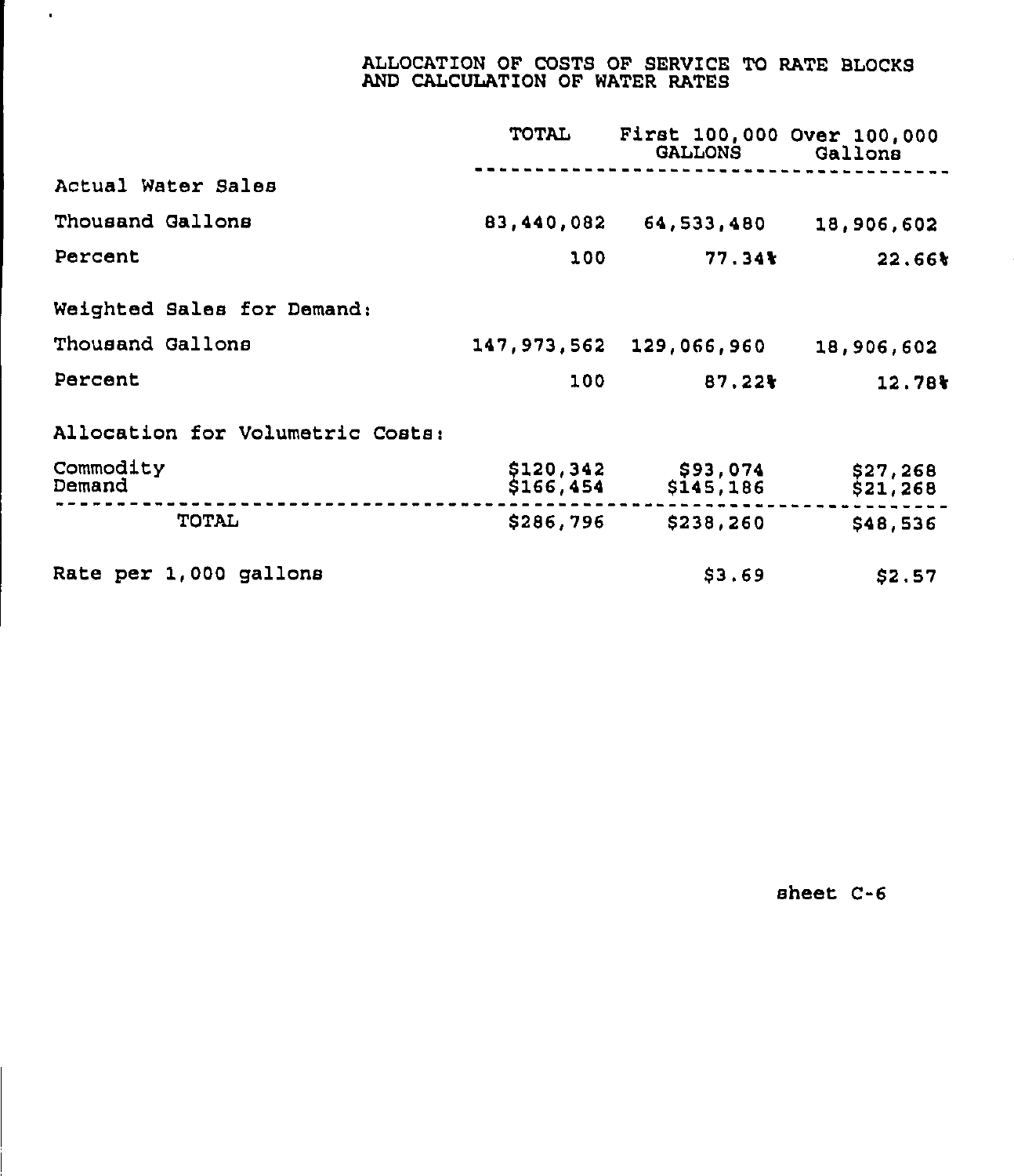# ALLOCATION OF COSTS OF SERVICE TO RATE BLOCKS AND CALCULATION OF WATER RATES

| | TOTAL | First 100,000 GALLONS | Over 100,000 Gallons |
|---|---|---|---|
| Actual Water Sales | | | |
| Thousand Gallons | 83,440,082 | 64,533,480 | 18,906,602 |
| Percent | 100 | 77.34% | 22.66% |
| Weighted Sales for Demand: | | | |
| Thousand Gallons | 147,973,562 | 129,066,960 | 18,906,602 |
| Percent | 100 | 87.22% | 12.78% |
| Allocation for Volumetric Costs: | | | |
| Commodity | $120,342 | $93,074 | $27,268 |
| Demand | $166,454 | $145,186 | $21,268 |
| TOTAL | $286,796 | $238,260 | $48,536 |
| Rate per 1,000 gallons | | $3.69 | $2.57 |

sheet C-6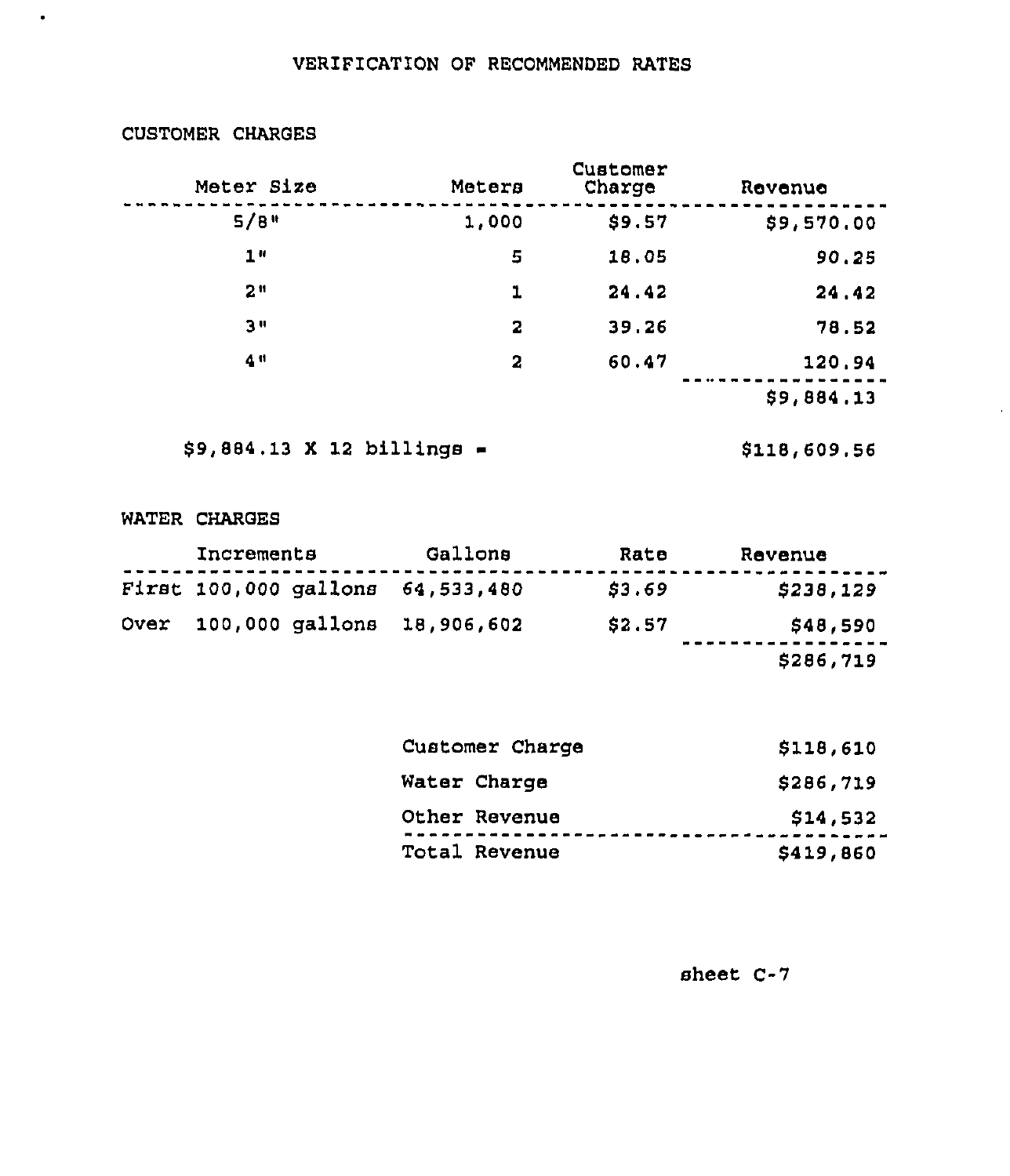# VERIFICATION OF RECOMMENDED RATES

## CUSTOMER CHARGES

| Meter Size | Meters | Customer Charge | Revenue |
|---|---|---|---|
| 5/8" | 1,000 | $9.57 | $9,570.00 |
| 1" | 5 | 18.05 | 90.25 |
| 2" | 1 | 24.42 | 24.42 |
| 3" | 2 | 39.26 | 78.52 |
| 4" | 2 | 60.47 | 120.94 |
| | | | $9,884.13 |

$9,884.13 X 12 billings = $118,609.56

## WATER CHARGES

| Increments | Gallons | Rate | Revenue |
|---|---|---|---|
| First 100,000 gallons | 64,533,480 | $3.69 | $238,129 |
| Over 100,000 gallons | 18,906,602 | $2.57 | $48,590 |
| | | | $286,719 |

| | |
|---|---|
| Customer Charge | $118,610 |
| Water Charge | $286,719 |
| Other Revenue | $14,532 |
| Total Revenue | $419,860 |

sheet C-7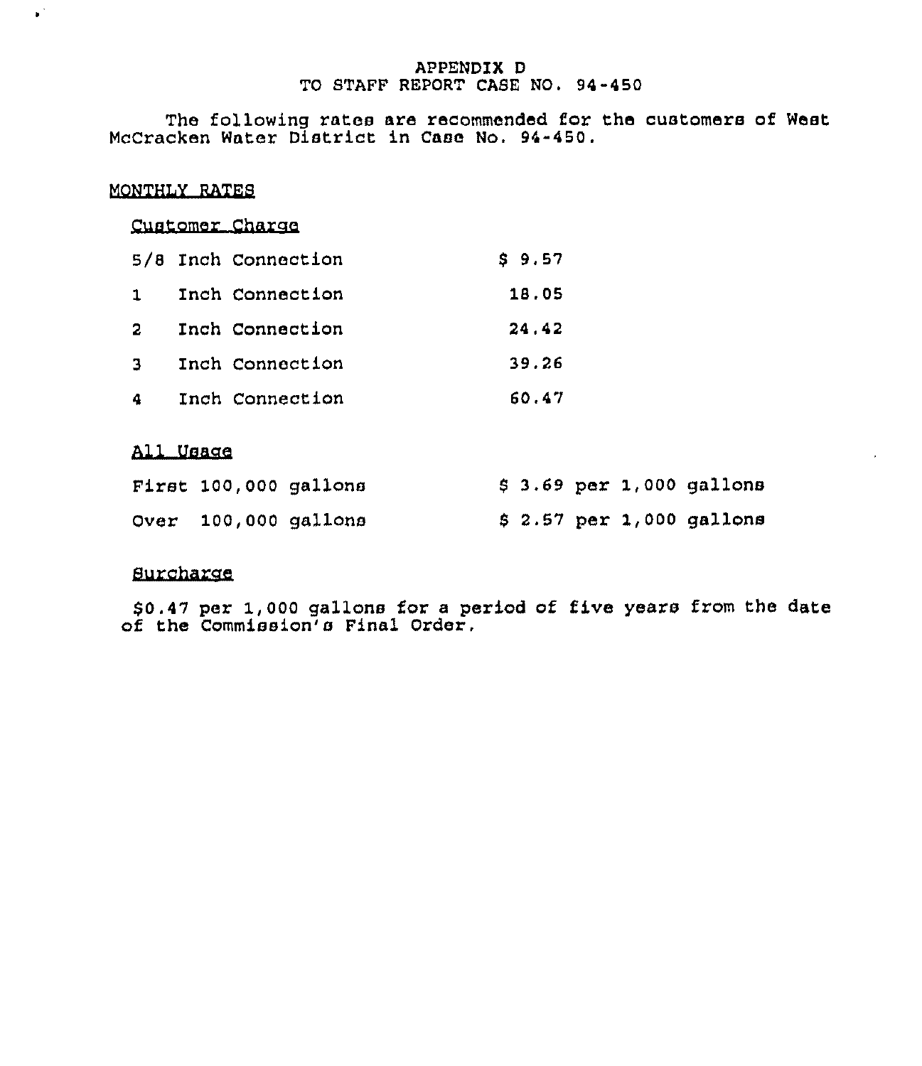# APPENDIX D
## TO STAFF REPORT CASE NO. 94-450

The following rates are recommended for the customers of West McCracken Water District in Case No. 94-450.

MONTHLY RATES

Customer Charge

| | |
|---|---|
| 5/8 Inch Connection | $ 9.57 |
| 1 Inch Connection | 18.05 |
| 2 Inch Connection | 24.42 |
| 3 Inch Connection | 39.26 |
| 4 Inch Connection | 60.47 |

All Usage

| | |
|---|---|
| First 100,000 gallons | $ 3.69 per 1,000 gallons |
| Over 100,000 gallons | $ 2.57 per 1,000 gallons |

Surcharge

$0.47 per 1,000 gallons for a period of five years from the date of the Commission's Final Order.